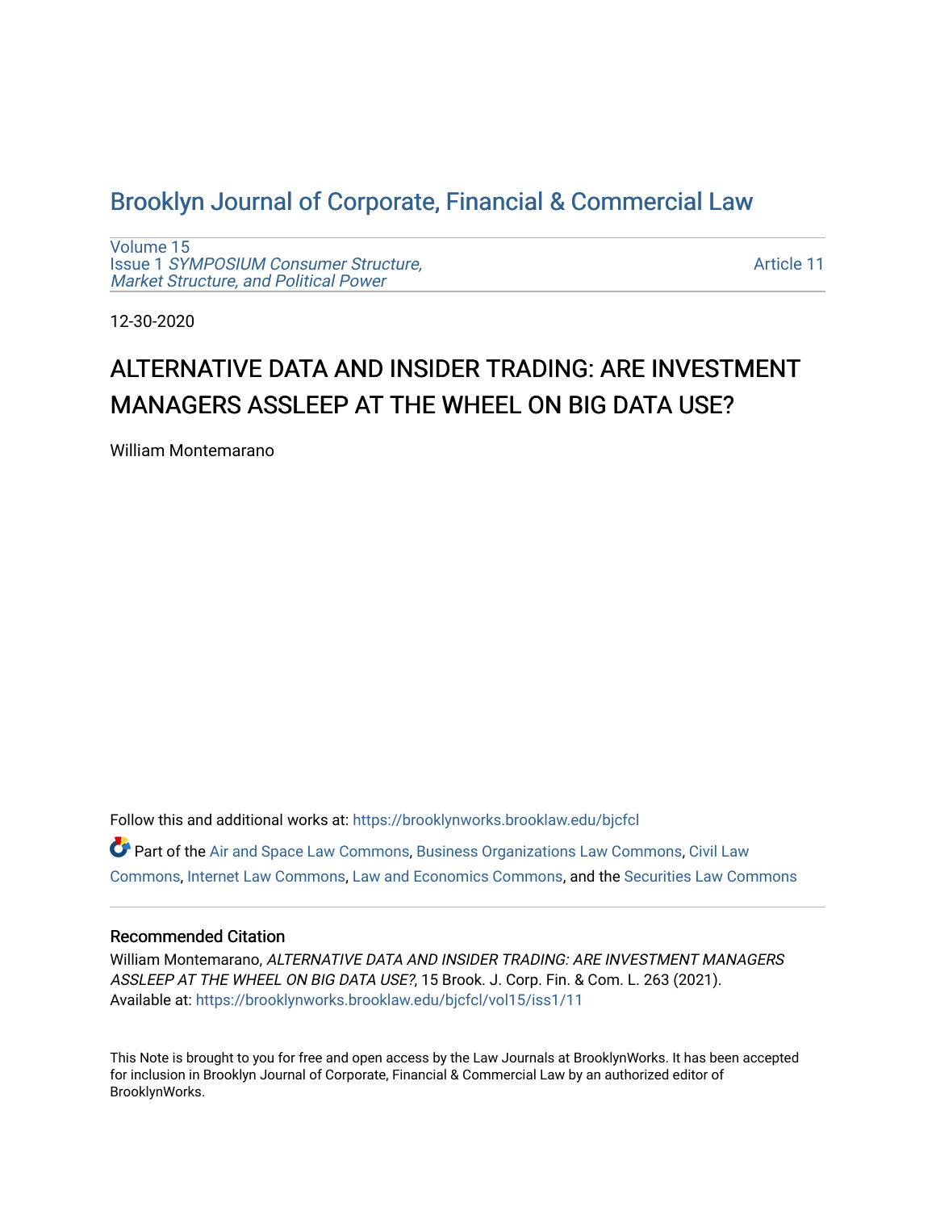# Brooklyn Journal of Corporate, Financial & Commercial Law

Volume 15
Issue 1 *SYMPOSIUM Consumer Structure, Market Structure, and Political Power*

Article 11

12-30-2020

## ALTERNATIVE DATA AND INSIDER TRADING: ARE INVESTMENT MANAGERS ASSLEEP AT THE WHEEL ON BIG DATA USE?

William Montemarano

Follow this and additional works at: https://brooklynworks.brooklaw.edu/bjcfcl

Part of the Air and Space Law Commons, Business Organizations Law Commons, Civil Law Commons, Internet Law Commons, Law and Economics Commons, and the Securities Law Commons

### Recommended Citation

William Montemarano, *ALTERNATIVE DATA AND INSIDER TRADING: ARE INVESTMENT MANAGERS ASSLEEP AT THE WHEEL ON BIG DATA USE?*, 15 Brook. J. Corp. Fin. & Com. L. 263 (2021).
Available at: https://brooklynworks.brooklaw.edu/bjcfcl/vol15/iss1/11

This Note is brought to you for free and open access by the Law Journals at BrooklynWorks. It has been accepted for inclusion in Brooklyn Journal of Corporate, Financial & Commercial Law by an authorized editor of BrooklynWorks.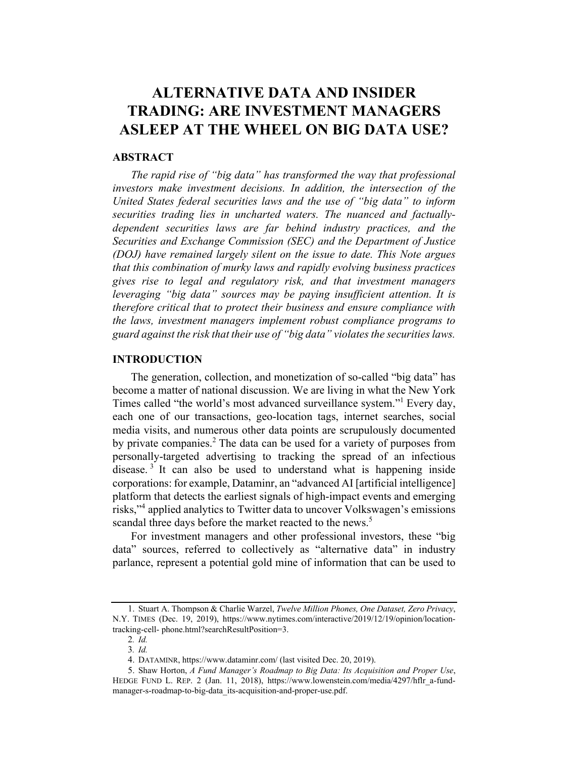# ALTERNATIVE DATA AND INSIDER TRADING: ARE INVESTMENT MANAGERS ASLEEP AT THE WHEEL ON BIG DATA USE?

## ABSTRACT

*The rapid rise of "big data" has transformed the way that professional investors make investment decisions. In addition, the intersection of the United States federal securities laws and the use of "big data" to inform securities trading lies in uncharted waters. The nuanced and factually-dependent securities laws are far behind industry practices, and the Securities and Exchange Commission (SEC) and the Department of Justice (DOJ) have remained largely silent on the issue to date. This Note argues that this combination of murky laws and rapidly evolving business practices gives rise to legal and regulatory risk, and that investment managers leveraging "big data" sources may be paying insufficient attention. It is therefore critical that to protect their business and ensure compliance with the laws, investment managers implement robust compliance programs to guard against the risk that their use of "big data" violates the securities laws.*

## INTRODUCTION

The generation, collection, and monetization of so-called "big data" has become a matter of national discussion. We are living in what the New York Times called "the world's most advanced surveillance system."[1] Every day, each one of our transactions, geo-location tags, internet searches, social media visits, and numerous other data points are scrupulously documented by private companies.[2] The data can be used for a variety of purposes from personally-targeted advertising to tracking the spread of an infectious disease.[3] It can also be used to understand what is happening inside corporations: for example, Dataminr, an "advanced AI [artificial intelligence] platform that detects the earliest signals of high-impact events and emerging risks,"[4] applied analytics to Twitter data to uncover Volkswagen's emissions scandal three days before the market reacted to the news.[5]

For investment managers and other professional investors, these "big data" sources, referred to collectively as "alternative data" in industry parlance, represent a potential gold mine of information that can be used to

---

1. Stuart A. Thompson & Charlie Warzel, *Twelve Million Phones, One Dataset, Zero Privacy*, N.Y. TIMES (Dec. 19, 2019), https://www.nytimes.com/interactive/2019/12/19/opinion/location-tracking-cell- phone.html?searchResultPosition=3.

2. *Id.*

3. *Id.*

4. DATAMINR, https://www.dataminr.com/ (last visited Dec. 20, 2019).

5. Shaw Horton, *A Fund Manager's Roadmap to Big Data: Its Acquisition and Proper Use*, HEDGE FUND L. REP. 2 (Jan. 11, 2018), https://www.lowenstein.com/media/4297/hflr_a-fund-manager-s-roadmap-to-big-data_its-acquisition-and-proper-use.pdf.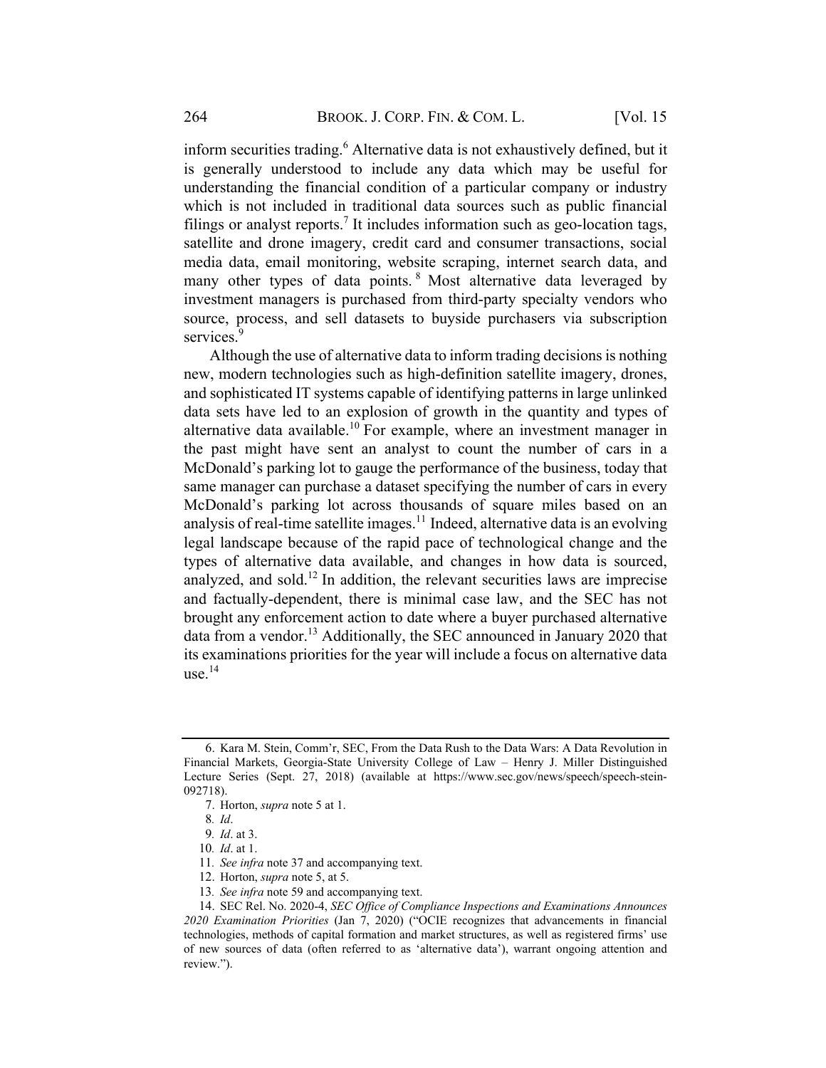inform securities trading.[6] Alternative data is not exhaustively defined, but it is generally understood to include any data which may be useful for understanding the financial condition of a particular company or industry which is not included in traditional data sources such as public financial filings or analyst reports.[7] It includes information such as geo-location tags, satellite and drone imagery, credit card and consumer transactions, social media data, email monitoring, website scraping, internet search data, and many other types of data points.[8] Most alternative data leveraged by investment managers is purchased from third-party specialty vendors who source, process, and sell datasets to buyside purchasers via subscription services.[9]

Although the use of alternative data to inform trading decisions is nothing new, modern technologies such as high-definition satellite imagery, drones, and sophisticated IT systems capable of identifying patterns in large unlinked data sets have led to an explosion of growth in the quantity and types of alternative data available.[10] For example, where an investment manager in the past might have sent an analyst to count the number of cars in a McDonald's parking lot to gauge the performance of the business, today that same manager can purchase a dataset specifying the number of cars in every McDonald's parking lot across thousands of square miles based on an analysis of real-time satellite images.[11] Indeed, alternative data is an evolving legal landscape because of the rapid pace of technological change and the types of alternative data available, and changes in how data is sourced, analyzed, and sold.[12] In addition, the relevant securities laws are imprecise and factually-dependent, there is minimal case law, and the SEC has not brought any enforcement action to date where a buyer purchased alternative data from a vendor.[13] Additionally, the SEC announced in January 2020 that its examinations priorities for the year will include a focus on alternative data use.[14]

---

6. Kara M. Stein, Comm'r, SEC, From the Data Rush to the Data Wars: A Data Revolution in Financial Markets, Georgia-State University College of Law – Henry J. Miller Distinguished Lecture Series (Sept. 27, 2018) (available at https://www.sec.gov/news/speech/speech-stein-092718).

7. Horton, *supra* note 5 at 1.

8. *Id*.

9. *Id*. at 3.

10. *Id*. at 1.

11. *See infra* note 37 and accompanying text.

12. Horton, *supra* note 5, at 5.

13. *See infra* note 59 and accompanying text.

14. SEC Rel. No. 2020-4, *SEC Office of Compliance Inspections and Examinations Announces 2020 Examination Priorities* (Jan 7, 2020) ("OCIE recognizes that advancements in financial technologies, methods of capital formation and market structures, as well as registered firms' use of new sources of data (often referred to as 'alternative data'), warrant ongoing attention and review.").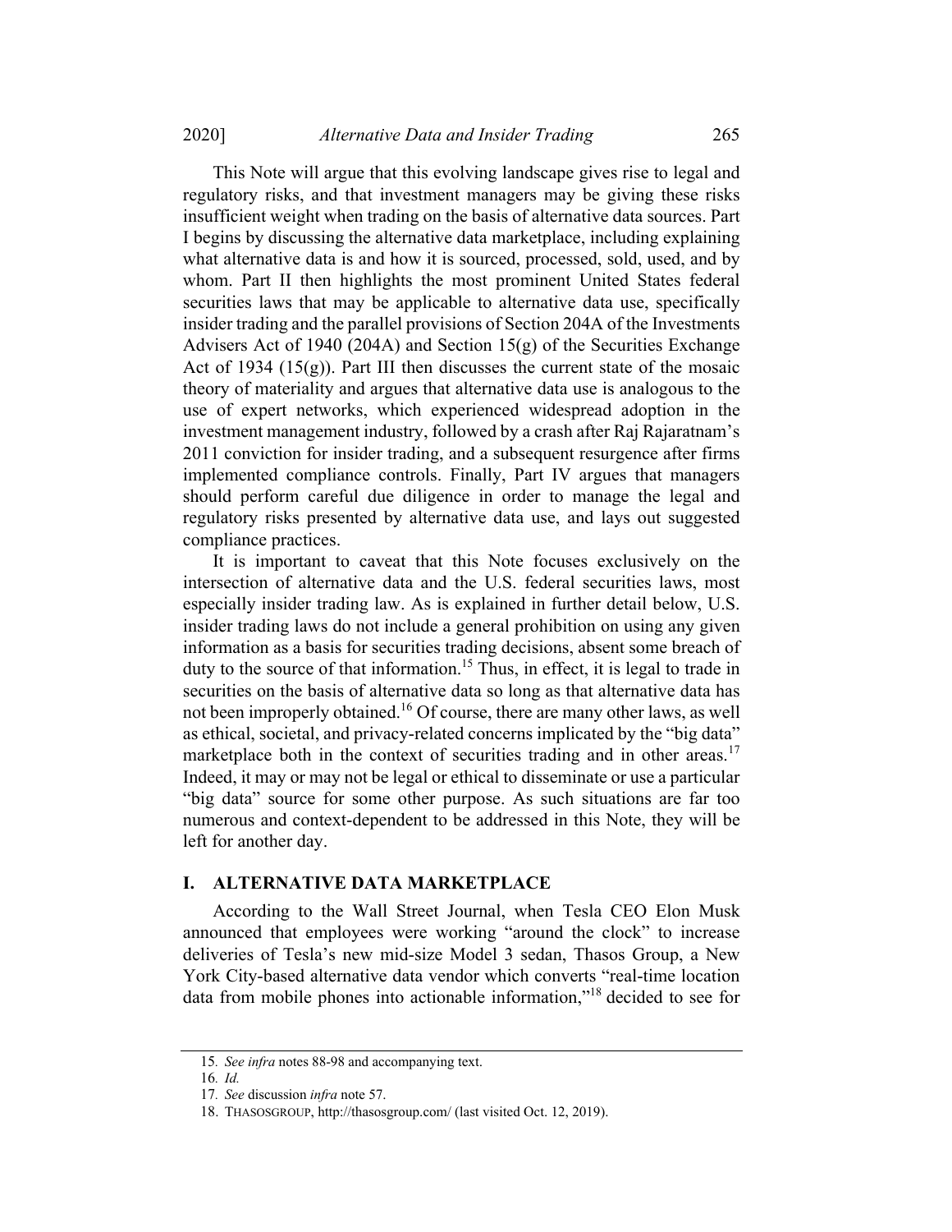This Note will argue that this evolving landscape gives rise to legal and regulatory risks, and that investment managers may be giving these risks insufficient weight when trading on the basis of alternative data sources. Part I begins by discussing the alternative data marketplace, including explaining what alternative data is and how it is sourced, processed, sold, used, and by whom. Part II then highlights the most prominent United States federal securities laws that may be applicable to alternative data use, specifically insider trading and the parallel provisions of Section 204A of the Investments Advisers Act of 1940 (204A) and Section 15(g) of the Securities Exchange Act of 1934 (15(g)). Part III then discusses the current state of the mosaic theory of materiality and argues that alternative data use is analogous to the use of expert networks, which experienced widespread adoption in the investment management industry, followed by a crash after Raj Rajaratnam's 2011 conviction for insider trading, and a subsequent resurgence after firms implemented compliance controls. Finally, Part IV argues that managers should perform careful due diligence in order to manage the legal and regulatory risks presented by alternative data use, and lays out suggested compliance practices.

It is important to caveat that this Note focuses exclusively on the intersection of alternative data and the U.S. federal securities laws, most especially insider trading law. As is explained in further detail below, U.S. insider trading laws do not include a general prohibition on using any given information as a basis for securities trading decisions, absent some breach of duty to the source of that information.[15] Thus, in effect, it is legal to trade in securities on the basis of alternative data so long as that alternative data has not been improperly obtained.[16] Of course, there are many other laws, as well as ethical, societal, and privacy-related concerns implicated by the "big data" marketplace both in the context of securities trading and in other areas.[17] Indeed, it may or may not be legal or ethical to disseminate or use a particular "big data" source for some other purpose. As such situations are far too numerous and context-dependent to be addressed in this Note, they will be left for another day.

## I. ALTERNATIVE DATA MARKETPLACE

According to the Wall Street Journal, when Tesla CEO Elon Musk announced that employees were working "around the clock" to increase deliveries of Tesla's new mid-size Model 3 sedan, Thasos Group, a New York City-based alternative data vendor which converts "real-time location data from mobile phones into actionable information,"[18] decided to see for

---

15. *See infra* notes 88-98 and accompanying text.

16. *Id.*

17. *See* discussion *infra* note 57.

18. THASOSGROUP, http://thasosgroup.com/ (last visited Oct. 12, 2019).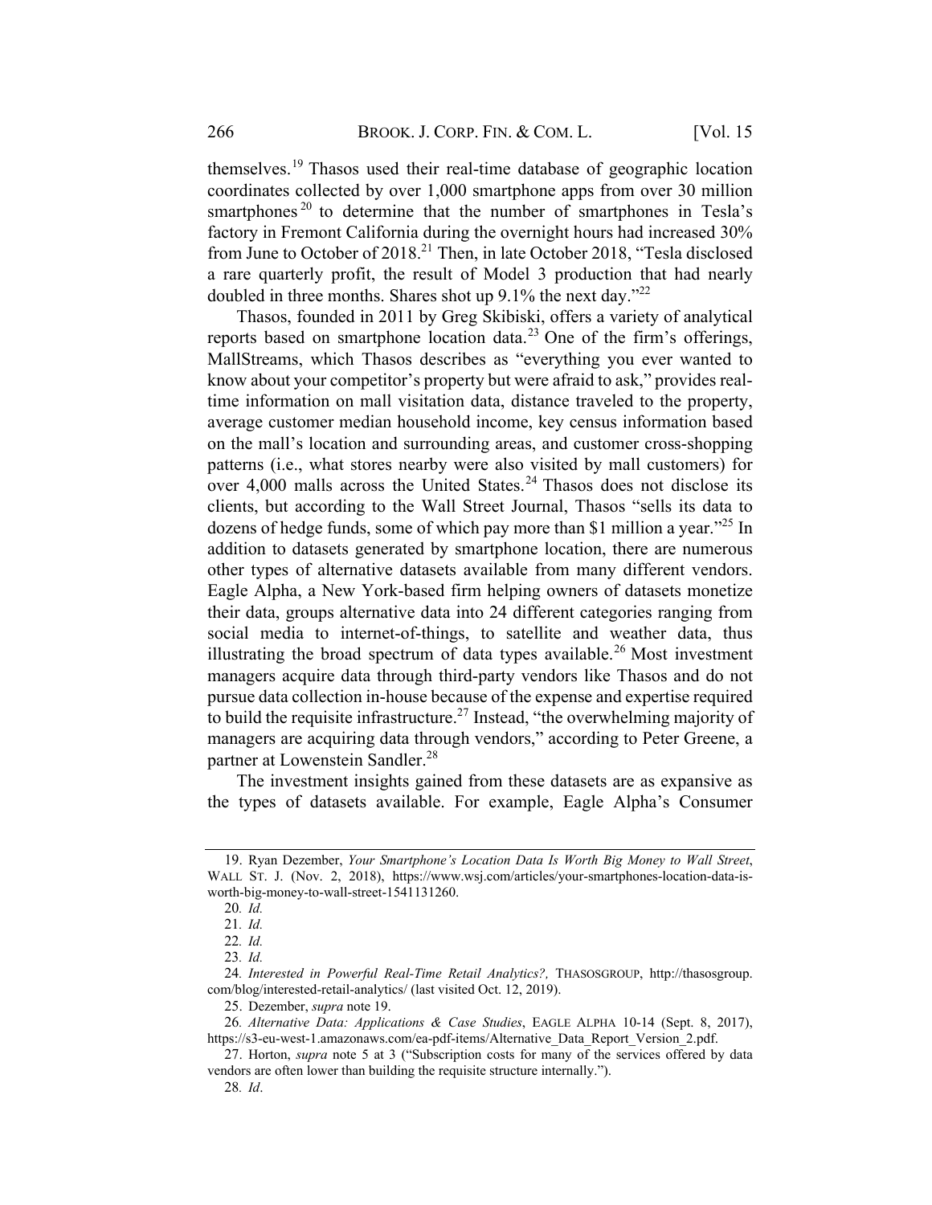themselves.[19] Thasos used their real-time database of geographic location coordinates collected by over 1,000 smartphone apps from over 30 million smartphones[20] to determine that the number of smartphones in Tesla's factory in Fremont California during the overnight hours had increased 30% from June to October of 2018.[21] Then, in late October 2018, "Tesla disclosed a rare quarterly profit, the result of Model 3 production that had nearly doubled in three months. Shares shot up 9.1% the next day."[22]

Thasos, founded in 2011 by Greg Skibiski, offers a variety of analytical reports based on smartphone location data.[23] One of the firm's offerings, MallStreams, which Thasos describes as "everything you ever wanted to know about your competitor's property but were afraid to ask," provides real-time information on mall visitation data, distance traveled to the property, average customer median household income, key census information based on the mall's location and surrounding areas, and customer cross-shopping patterns (i.e., what stores nearby were also visited by mall customers) for over 4,000 malls across the United States.[24] Thasos does not disclose its clients, but according to the Wall Street Journal, Thasos "sells its data to dozens of hedge funds, some of which pay more than $1 million a year."[25] In addition to datasets generated by smartphone location, there are numerous other types of alternative datasets available from many different vendors. Eagle Alpha, a New York-based firm helping owners of datasets monetize their data, groups alternative data into 24 different categories ranging from social media to internet-of-things, to satellite and weather data, thus illustrating the broad spectrum of data types available.[26] Most investment managers acquire data through third-party vendors like Thasos and do not pursue data collection in-house because of the expense and expertise required to build the requisite infrastructure.[27] Instead, "the overwhelming majority of managers are acquiring data through vendors," according to Peter Greene, a partner at Lowenstein Sandler.[28]

The investment insights gained from these datasets are as expansive as the types of datasets available. For example, Eagle Alpha's Consumer

---

19. Ryan Dezember, *Your Smartphone's Location Data Is Worth Big Money to Wall Street*, WALL ST. J. (Nov. 2, 2018), https://www.wsj.com/articles/your-smartphones-location-data-is-worth-big-money-to-wall-street-1541131260.

20. *Id.*

21. *Id.*

22. *Id.*

23. *Id.*

24. *Interested in Powerful Real-Time Retail Analytics?*, THASOSGROUP, http://thasosgroup.com/blog/interested-retail-analytics/ (last visited Oct. 12, 2019).

25. Dezember, *supra* note 19.

26. *Alternative Data: Applications & Case Studies*, EAGLE ALPHA 10-14 (Sept. 8, 2017), https://s3-eu-west-1.amazonaws.com/ea-pdf-items/Alternative_Data_Report_Version_2.pdf.

27. Horton, *supra* note 5 at 3 ("Subscription costs for many of the services offered by data vendors are often lower than building the requisite structure internally.").

28. *Id*.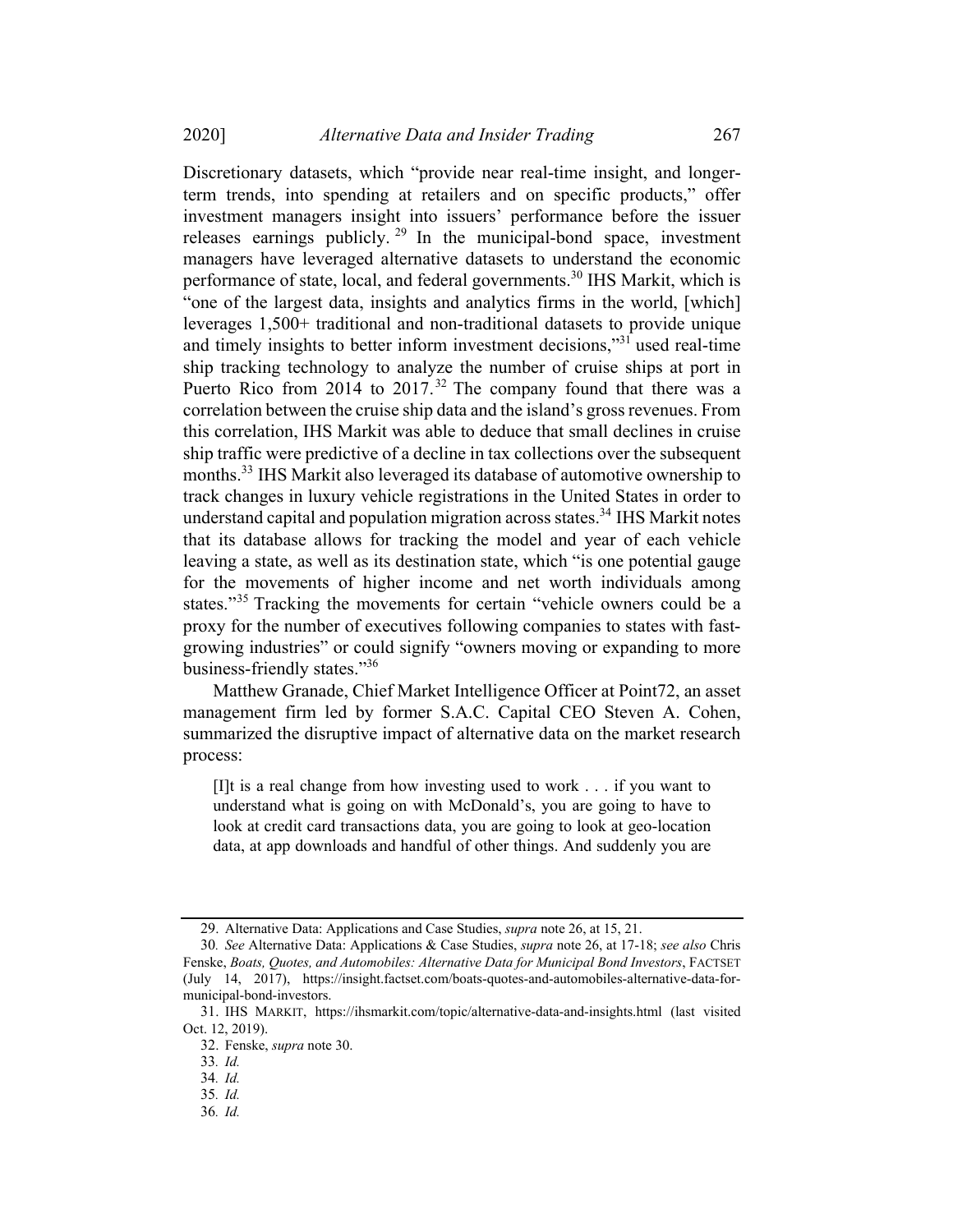Discretionary datasets, which "provide near real-time insight, and longer-term trends, into spending at retailers and on specific products," offer investment managers insight into issuers' performance before the issuer releases earnings publicly.[29] In the municipal-bond space, investment managers have leveraged alternative datasets to understand the economic performance of state, local, and federal governments.[30] IHS Markit, which is "one of the largest data, insights and analytics firms in the world, [which] leverages 1,500+ traditional and non-traditional datasets to provide unique and timely insights to better inform investment decisions,"[31] used real-time ship tracking technology to analyze the number of cruise ships at port in Puerto Rico from 2014 to 2017.[32] The company found that there was a correlation between the cruise ship data and the island's gross revenues. From this correlation, IHS Markit was able to deduce that small declines in cruise ship traffic were predictive of a decline in tax collections over the subsequent months.[33] IHS Markit also leveraged its database of automotive ownership to track changes in luxury vehicle registrations in the United States in order to understand capital and population migration across states.[34] IHS Markit notes that its database allows for tracking the model and year of each vehicle leaving a state, as well as its destination state, which "is one potential gauge for the movements of higher income and net worth individuals among states."[35] Tracking the movements for certain "vehicle owners could be a proxy for the number of executives following companies to states with fast-growing industries" or could signify "owners moving or expanding to more business-friendly states."[36]

Matthew Granade, Chief Market Intelligence Officer at Point72, an asset management firm led by former S.A.C. Capital CEO Steven A. Cohen, summarized the disruptive impact of alternative data on the market research process:

> [I]t is a real change from how investing used to work . . . if you want to understand what is going on with McDonald's, you are going to have to look at credit card transactions data, you are going to look at geo-location data, at app downloads and handful of other things. And suddenly you are

---

29. Alternative Data: Applications and Case Studies, *supra* note 26, at 15, 21.

30. *See* Alternative Data: Applications & Case Studies, *supra* note 26, at 17-18; *see also* Chris Fenske, *Boats, Quotes, and Automobiles: Alternative Data for Municipal Bond Investors*, FACTSET (July 14, 2017), https://insight.factset.com/boats-quotes-and-automobiles-alternative-data-for-municipal-bond-investors.

31. IHS MARKIT, https://ihsmarkit.com/topic/alternative-data-and-insights.html (last visited Oct. 12, 2019).

32. Fenske, *supra* note 30.

33. *Id.*

34. *Id.*

35. *Id.*

36. *Id.*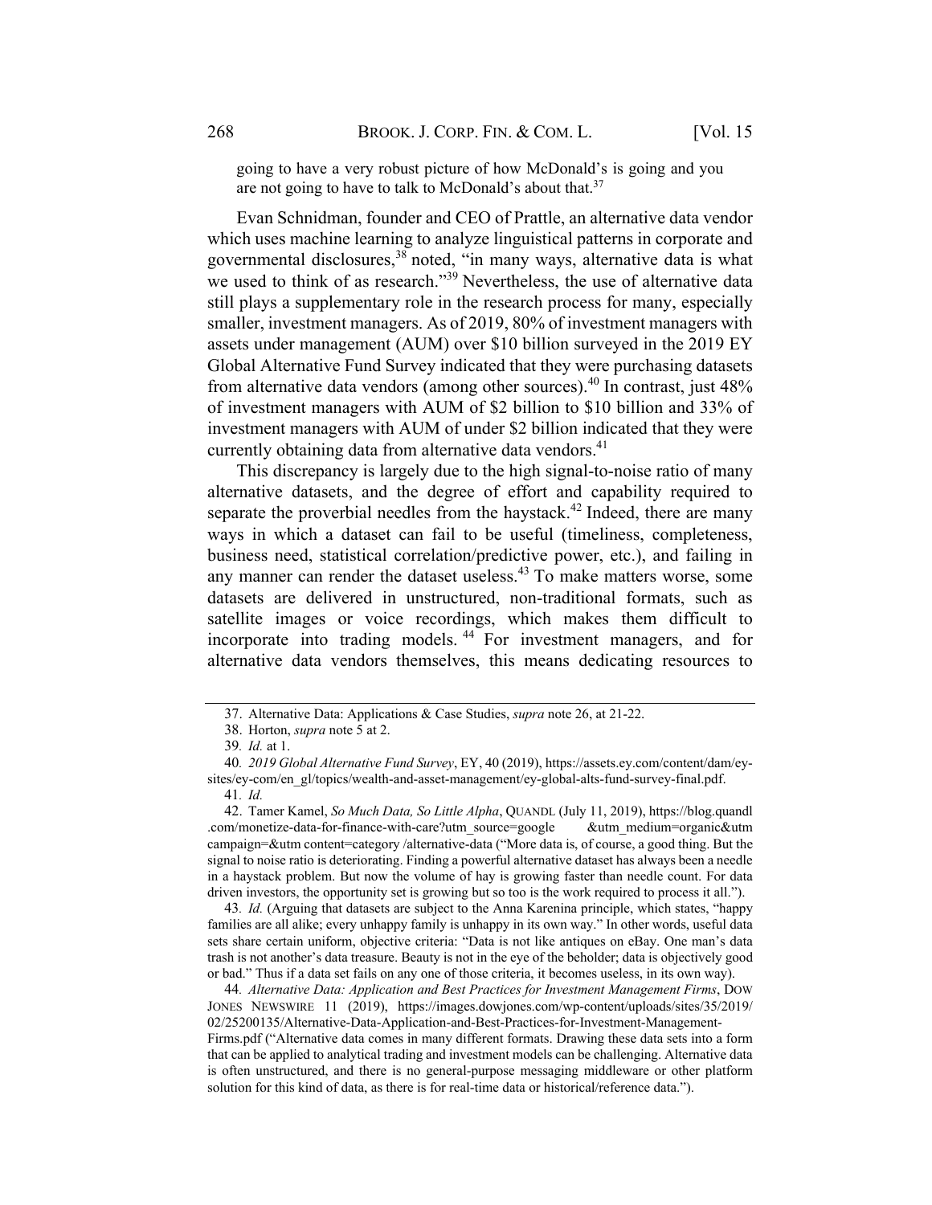going to have a very robust picture of how McDonald's is going and you are not going to have to talk to McDonald's about that.[37]

Evan Schnidman, founder and CEO of Prattle, an alternative data vendor which uses machine learning to analyze linguistical patterns in corporate and governmental disclosures,[38] noted, "in many ways, alternative data is what we used to think of as research."[39] Nevertheless, the use of alternative data still plays a supplementary role in the research process for many, especially smaller, investment managers. As of 2019, 80% of investment managers with assets under management (AUM) over $10 billion surveyed in the 2019 EY Global Alternative Fund Survey indicated that they were purchasing datasets from alternative data vendors (among other sources).[40] In contrast, just 48% of investment managers with AUM of $2 billion to $10 billion and 33% of investment managers with AUM of under $2 billion indicated that they were currently obtaining data from alternative data vendors.[41]

This discrepancy is largely due to the high signal-to-noise ratio of many alternative datasets, and the degree of effort and capability required to separate the proverbial needles from the haystack.[42] Indeed, there are many ways in which a dataset can fail to be useful (timeliness, completeness, business need, statistical correlation/predictive power, etc.), and failing in any manner can render the dataset useless.[43] To make matters worse, some datasets are delivered in unstructured, non-traditional formats, such as satellite images or voice recordings, which makes them difficult to incorporate into trading models.[44] For investment managers, and for alternative data vendors themselves, this means dedicating resources to

---

37. Alternative Data: Applications & Case Studies, *supra* note 26, at 21-22.

38. Horton, *supra* note 5 at 2.

39. *Id.* at 1.

40. *2019 Global Alternative Fund Survey*, EY, 40 (2019), https://assets.ey.com/content/dam/ey-sites/ey-com/en_gl/topics/wealth-and-asset-management/ey-global-alts-fund-survey-final.pdf.

41. *Id.*

42. Tamer Kamel, *So Much Data, So Little Alpha*, QUANDL (July 11, 2019), https://blog.quandl.com/monetize-data-for-finance-with-care?utm_source=google &utm_medium=organic&utm campaign=&utm content=category /alternative-data ("More data is, of course, a good thing. But the signal to noise ratio is deteriorating. Finding a powerful alternative dataset has always been a needle in a haystack problem. But now the volume of hay is growing faster than needle count. For data driven investors, the opportunity set is growing but so too is the work required to process it all.").

43. *Id.* (Arguing that datasets are subject to the Anna Karenina principle, which states, "happy families are all alike; every unhappy family is unhappy in its own way." In other words, useful data sets share certain uniform, objective criteria: "Data is not like antiques on eBay. One man's data trash is not another's data treasure. Beauty is not in the eye of the beholder; data is objectively good or bad." Thus if a data set fails on any one of those criteria, it becomes useless, in its own way).

44. *Alternative Data: Application and Best Practices for Investment Management Firms*, DOW JONES NEWSWIRE 11 (2019), https://images.dowjones.com/wp-content/uploads/sites/35/2019/02/25200135/Alternative-Data-Application-and-Best-Practices-for-Investment-Management-Firms.pdf ("Alternative data comes in many different formats. Drawing these data sets into a form that can be applied to analytical trading and investment models can be challenging. Alternative data is often unstructured, and there is no general-purpose messaging middleware or other platform solution for this kind of data, as there is for real-time data or historical/reference data.").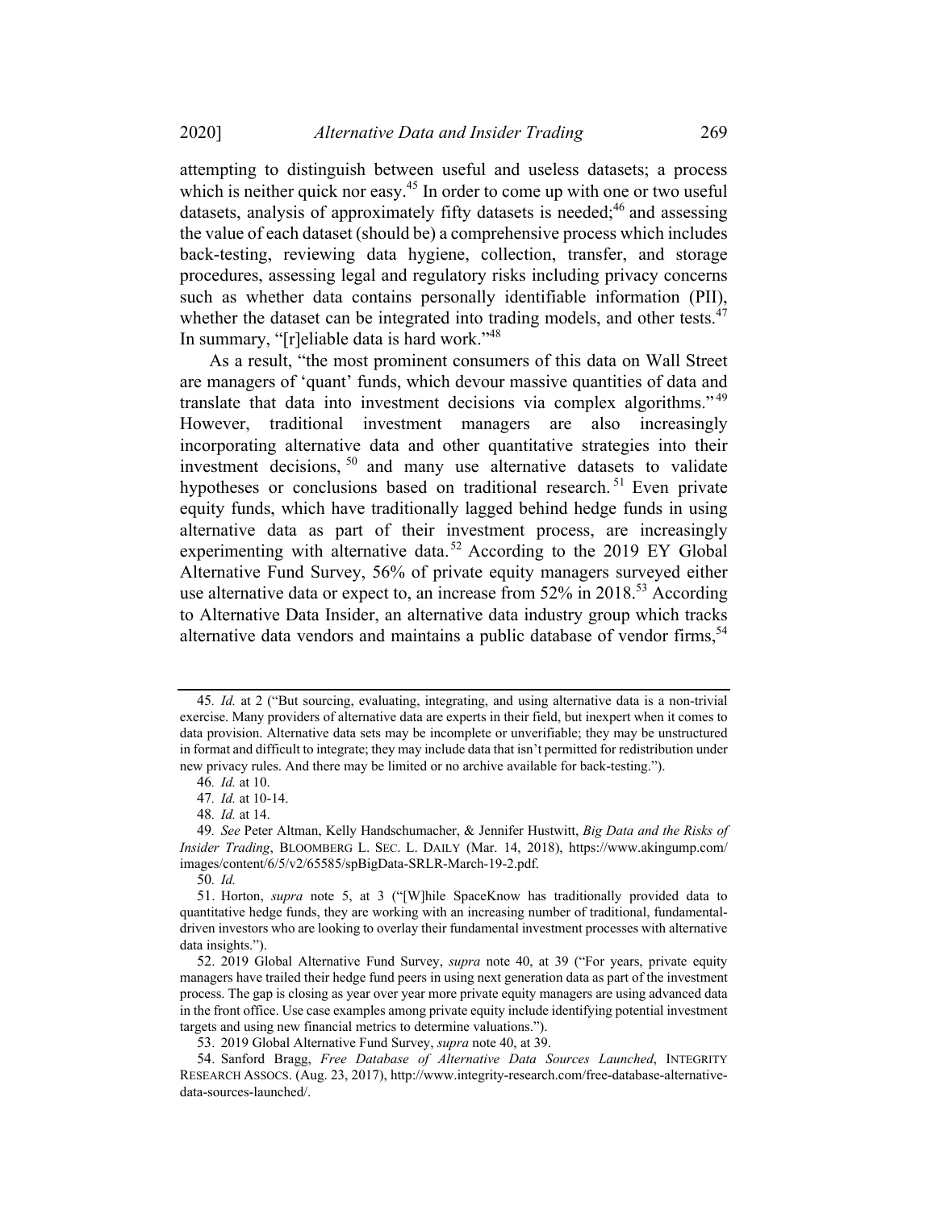attempting to distinguish between useful and useless datasets; a process which is neither quick nor easy.[45] In order to come up with one or two useful datasets, analysis of approximately fifty datasets is needed;[46] and assessing the value of each dataset (should be) a comprehensive process which includes back-testing, reviewing data hygiene, collection, transfer, and storage procedures, assessing legal and regulatory risks including privacy concerns such as whether data contains personally identifiable information (PII), whether the dataset can be integrated into trading models, and other tests.[47] In summary, "[r]eliable data is hard work."[48]

As a result, "the most prominent consumers of this data on Wall Street are managers of 'quant' funds, which devour massive quantities of data and translate that data into investment decisions via complex algorithms."[49] However, traditional investment managers are also increasingly incorporating alternative data and other quantitative strategies into their investment decisions,[50] and many use alternative datasets to validate hypotheses or conclusions based on traditional research.[51] Even private equity funds, which have traditionally lagged behind hedge funds in using alternative data as part of their investment process, are increasingly experimenting with alternative data.[52] According to the 2019 EY Global Alternative Fund Survey, 56% of private equity managers surveyed either use alternative data or expect to, an increase from 52% in 2018.[53] According to Alternative Data Insider, an alternative data industry group which tracks alternative data vendors and maintains a public database of vendor firms,[54]

---

45. *Id.* at 2 ("But sourcing, evaluating, integrating, and using alternative data is a non-trivial exercise. Many providers of alternative data are experts in their field, but inexpert when it comes to data provision. Alternative data sets may be incomplete or unverifiable; they may be unstructured in format and difficult to integrate; they may include data that isn't permitted for redistribution under new privacy rules. And there may be limited or no archive available for back-testing.").

46. *Id.* at 10.

47. *Id.* at 10-14.

48. *Id.* at 14.

49. *See* Peter Altman, Kelly Handschumacher, & Jennifer Hustwitt, *Big Data and the Risks of Insider Trading*, BLOOMBERG L. SEC. L. DAILY (Mar. 14, 2018), https://www.akingump.com/images/content/6/5/v2/65585/spBigData-SRLR-March-19-2.pdf.

50. *Id.*

51. Horton, *supra* note 5, at 3 ("[W]hile SpaceKnow has traditionally provided data to quantitative hedge funds, they are working with an increasing number of traditional, fundamental-driven investors who are looking to overlay their fundamental investment processes with alternative data insights.").

52. 2019 Global Alternative Fund Survey, *supra* note 40, at 39 ("For years, private equity managers have trailed their hedge fund peers in using next generation data as part of the investment process. The gap is closing as year over year more private equity managers are using advanced data in the front office. Use case examples among private equity include identifying potential investment targets and using new financial metrics to determine valuations.").

53. 2019 Global Alternative Fund Survey, *supra* note 40, at 39.

54. Sanford Bragg, *Free Database of Alternative Data Sources Launched*, INTEGRITY RESEARCH ASSOCS. (Aug. 23, 2017), http://www.integrity-research.com/free-database-alternative-data-sources-launched/.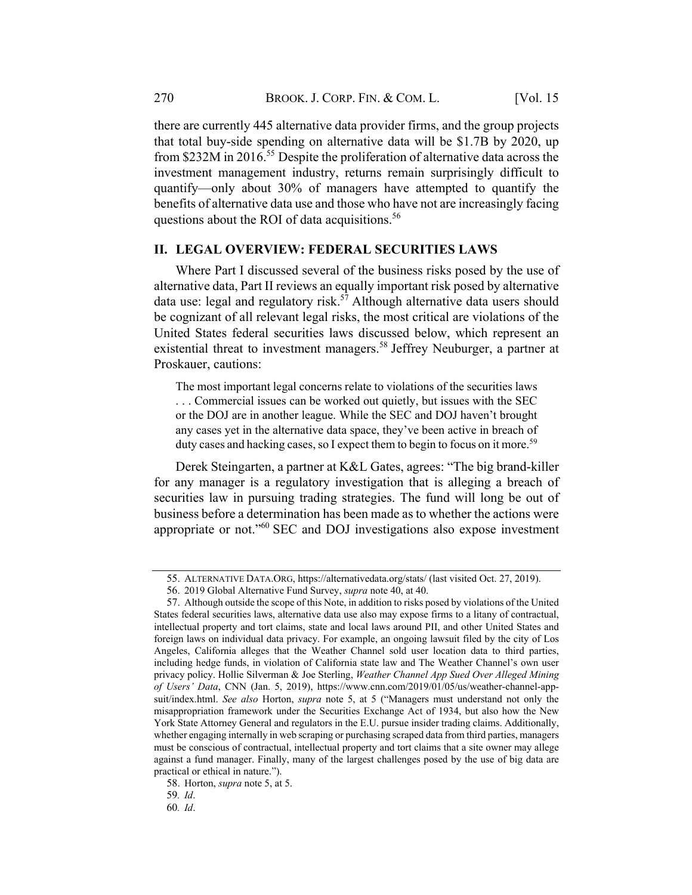there are currently 445 alternative data provider firms, and the group projects that total buy-side spending on alternative data will be $1.7B by 2020, up from $232M in 2016.[55] Despite the proliferation of alternative data across the investment management industry, returns remain surprisingly difficult to quantify—only about 30% of managers have attempted to quantify the benefits of alternative data use and those who have not are increasingly facing questions about the ROI of data acquisitions.[56]

## II. LEGAL OVERVIEW: FEDERAL SECURITIES LAWS

Where Part I discussed several of the business risks posed by the use of alternative data, Part II reviews an equally important risk posed by alternative data use: legal and regulatory risk.[57] Although alternative data users should be cognizant of all relevant legal risks, the most critical are violations of the United States federal securities laws discussed below, which represent an existential threat to investment managers.[58] Jeffrey Neuburger, a partner at Proskauer, cautions:

> The most important legal concerns relate to violations of the securities laws . . . Commercial issues can be worked out quietly, but issues with the SEC or the DOJ are in another league. While the SEC and DOJ haven't brought any cases yet in the alternative data space, they've been active in breach of duty cases and hacking cases, so I expect them to begin to focus on it more.[59]

Derek Steingarten, a partner at K&L Gates, agrees: "The big brand-killer for any manager is a regulatory investigation that is alleging a breach of securities law in pursuing trading strategies. The fund will long be out of business before a determination has been made as to whether the actions were appropriate or not."[60] SEC and DOJ investigations also expose investment

---

55. ALTERNATIVE DATA.ORG, https://alternativedata.org/stats/ (last visited Oct. 27, 2019).

56. 2019 Global Alternative Fund Survey, *supra* note 40, at 40.

57. Although outside the scope of this Note, in addition to risks posed by violations of the United States federal securities laws, alternative data use also may expose firms to a litany of contractual, intellectual property and tort claims, state and local laws around PII, and other United States and foreign laws on individual data privacy. For example, an ongoing lawsuit filed by the city of Los Angeles, California alleges that the Weather Channel sold user location data to third parties, including hedge funds, in violation of California state law and The Weather Channel's own user privacy policy. Hollie Silverman & Joe Sterling, *Weather Channel App Sued Over Alleged Mining of Users' Data*, CNN (Jan. 5, 2019), https://www.cnn.com/2019/01/05/us/weather-channel-app-suit/index.html. *See also* Horton, *supra* note 5, at 5 ("Managers must understand not only the misappropriation framework under the Securities Exchange Act of 1934, but also how the New York State Attorney General and regulators in the E.U. pursue insider trading claims. Additionally, whether engaging internally in web scraping or purchasing scraped data from third parties, managers must be conscious of contractual, intellectual property and tort claims that a site owner may allege against a fund manager. Finally, many of the largest challenges posed by the use of big data are practical or ethical in nature.").

58. Horton, *supra* note 5, at 5.

59. *Id*.

60. *Id*.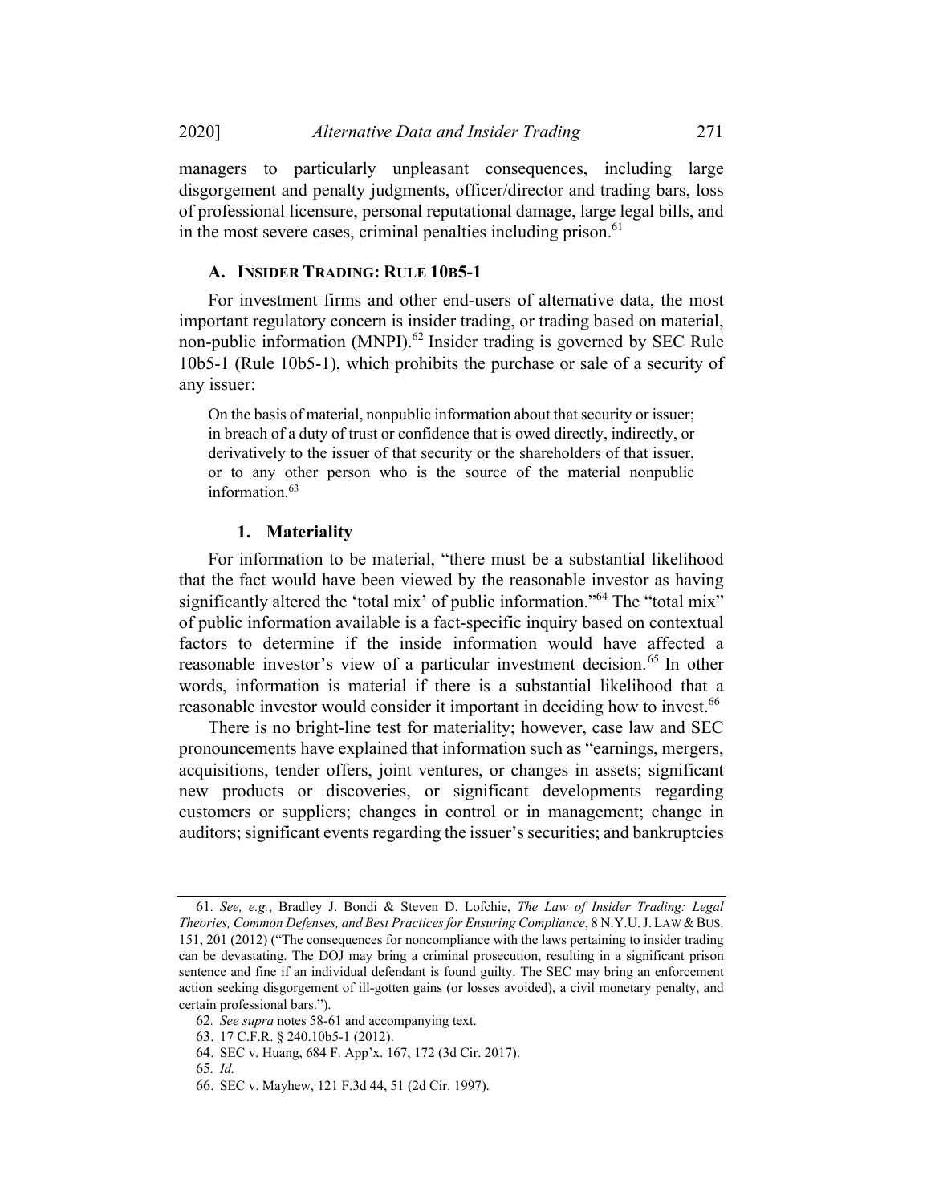managers to particularly unpleasant consequences, including large disgorgement and penalty judgments, officer/director and trading bars, loss of professional licensure, personal reputational damage, large legal bills, and in the most severe cases, criminal penalties including prison.[61]

### A. Insider Trading: Rule 10b5-1

For investment firms and other end-users of alternative data, the most important regulatory concern is insider trading, or trading based on material, non-public information (MNPI).[62] Insider trading is governed by SEC Rule 10b5-1 (Rule 10b5-1), which prohibits the purchase or sale of a security of any issuer:

> On the basis of material, nonpublic information about that security or issuer; in breach of a duty of trust or confidence that is owed directly, indirectly, or derivatively to the issuer of that security or the shareholders of that issuer, or to any other person who is the source of the material nonpublic information.[63]

#### 1. Materiality

For information to be material, "there must be a substantial likelihood that the fact would have been viewed by the reasonable investor as having significantly altered the 'total mix' of public information."[64] The "total mix" of public information available is a fact-specific inquiry based on contextual factors to determine if the inside information would have affected a reasonable investor's view of a particular investment decision.[65] In other words, information is material if there is a substantial likelihood that a reasonable investor would consider it important in deciding how to invest.[66]

There is no bright-line test for materiality; however, case law and SEC pronouncements have explained that information such as "earnings, mergers, acquisitions, tender offers, joint ventures, or changes in assets; significant new products or discoveries, or significant developments regarding customers or suppliers; changes in control or in management; change in auditors; significant events regarding the issuer's securities; and bankruptcies

---

61. *See, e.g.*, Bradley J. Bondi & Steven D. Lofchie, *The Law of Insider Trading: Legal Theories, Common Defenses, and Best Practices for Ensuring Compliance*, 8 N.Y.U. J. LAW & BUS. 151, 201 (2012) ("The consequences for noncompliance with the laws pertaining to insider trading can be devastating. The DOJ may bring a criminal prosecution, resulting in a significant prison sentence and fine if an individual defendant is found guilty. The SEC may bring an enforcement action seeking disgorgement of ill-gotten gains (or losses avoided), a civil monetary penalty, and certain professional bars.").

62. *See supra* notes 58-61 and accompanying text.

63. 17 C.F.R. § 240.10b5-1 (2012).

64. SEC v. Huang, 684 F. App'x. 167, 172 (3d Cir. 2017).

65. *Id.*

66. SEC v. Mayhew, 121 F.3d 44, 51 (2d Cir. 1997).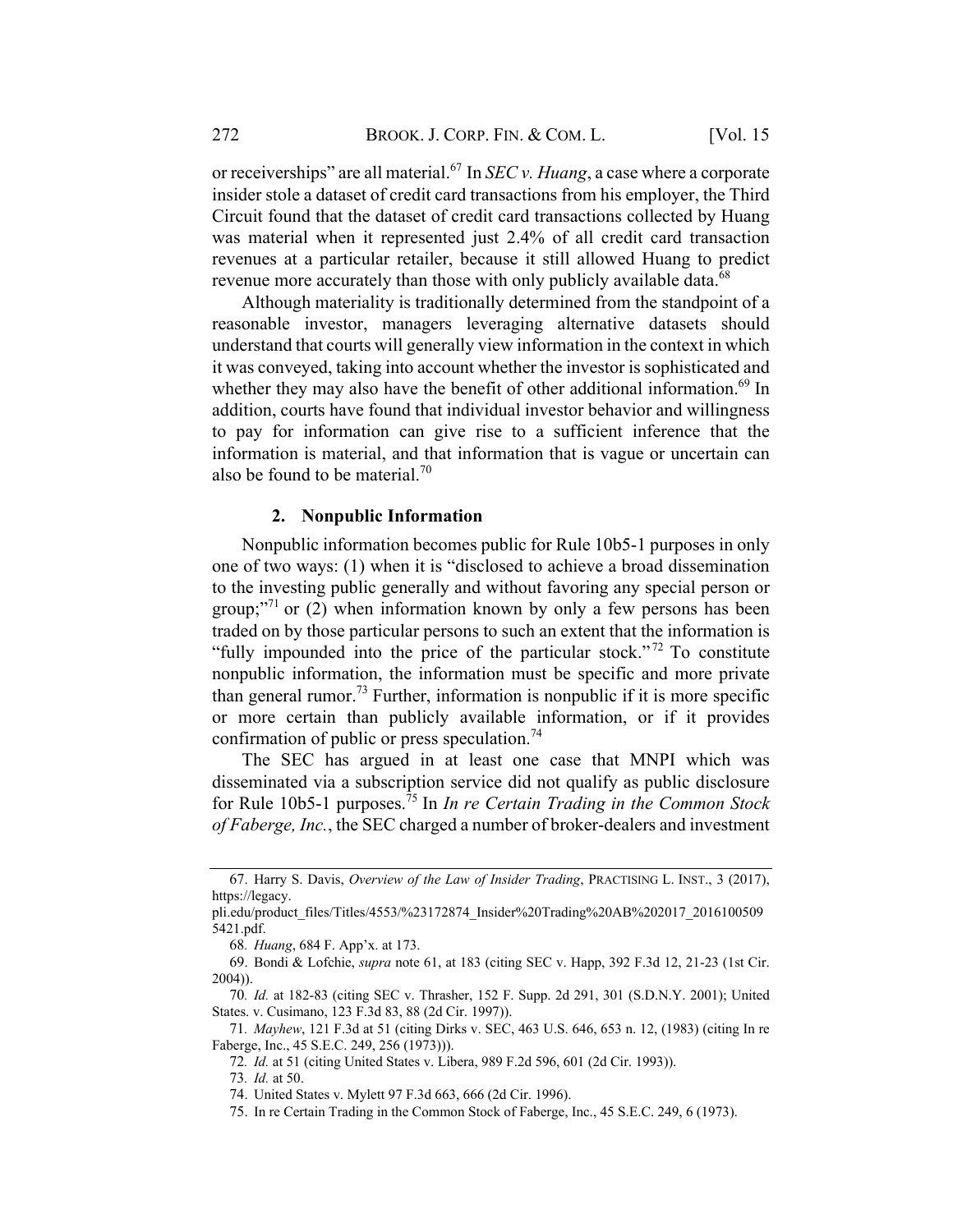or receiverships" are all material.[67] In *SEC v. Huang*, a case where a corporate insider stole a dataset of credit card transactions from his employer, the Third Circuit found that the dataset of credit card transactions collected by Huang was material when it represented just 2.4% of all credit card transaction revenues at a particular retailer, because it still allowed Huang to predict revenue more accurately than those with only publicly available data.[68]

Although materiality is traditionally determined from the standpoint of a reasonable investor, managers leveraging alternative datasets should understand that courts will generally view information in the context in which it was conveyed, taking into account whether the investor is sophisticated and whether they may also have the benefit of other additional information.[69] In addition, courts have found that individual investor behavior and willingness to pay for information can give rise to a sufficient inference that the information is material, and that information that is vague or uncertain can also be found to be material.[70]

#### 2. Nonpublic Information

Nonpublic information becomes public for Rule 10b5-1 purposes in only one of two ways: (1) when it is "disclosed to achieve a broad dissemination to the investing public generally and without favoring any special person or group;"[71] or (2) when information known by only a few persons has been traded on by those particular persons to such an extent that the information is "fully impounded into the price of the particular stock."[72] To constitute nonpublic information, the information must be specific and more private than general rumor.[73] Further, information is nonpublic if it is more specific or more certain than publicly available information, or if it provides confirmation of public or press speculation.[74]

The SEC has argued in at least one case that MNPI which was disseminated via a subscription service did not qualify as public disclosure for Rule 10b5-1 purposes.[75] In *In re Certain Trading in the Common Stock of Faberge, Inc.*, the SEC charged a number of broker-dealers and investment

---

67. Harry S. Davis, *Overview of the Law of Insider Trading*, PRACTISING L. INST., 3 (2017), https://legacy.pli.edu/product_files/Titles/4553/%23172874_Insider%20Trading%20AB%202017_20161005095421.pdf.

68. *Huang*, 684 F. App'x. at 173.

69. Bondi & Lofchie, *supra* note 61, at 183 (citing SEC v. Happ, 392 F.3d 12, 21-23 (1st Cir. 2004)).

70. *Id.* at 182-83 (citing SEC v. Thrasher, 152 F. Supp. 2d 291, 301 (S.D.N.Y. 2001); United States. v. Cusimano, 123 F.3d 83, 88 (2d Cir. 1997)).

71. *Mayhew*, 121 F.3d at 51 (citing Dirks v. SEC, 463 U.S. 646, 653 n. 12, (1983) (citing In re Faberge, Inc., 45 S.E.C. 249, 256 (1973))).

72. *Id.* at 51 (citing United States v. Libera, 989 F.2d 596, 601 (2d Cir. 1993)).

73. *Id.* at 50.

74. United States v. Mylett 97 F.3d 663, 666 (2d Cir. 1996).

75. In re Certain Trading in the Common Stock of Faberge, Inc., 45 S.E.C. 249, 6 (1973).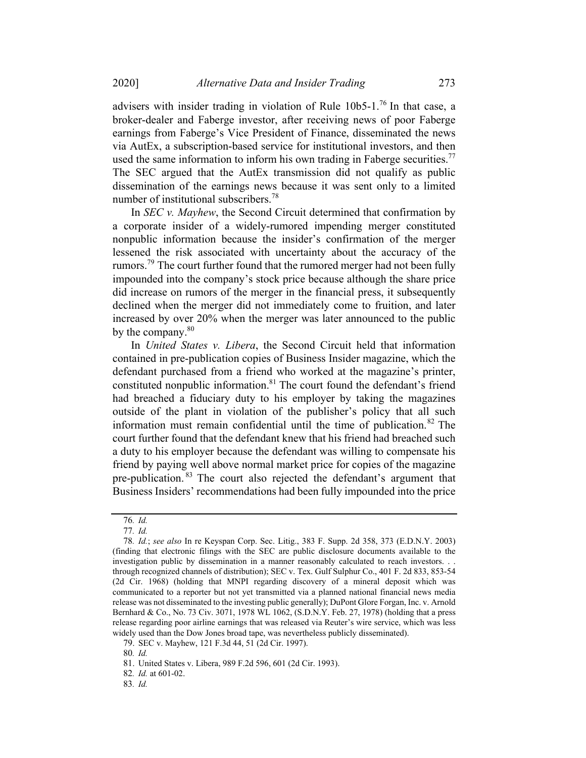advisers with insider trading in violation of Rule 10b5-1.[76] In that case, a broker-dealer and Faberge investor, after receiving news of poor Faberge earnings from Faberge's Vice President of Finance, disseminated the news via AutEx, a subscription-based service for institutional investors, and then used the same information to inform his own trading in Faberge securities.[77] The SEC argued that the AutEx transmission did not qualify as public dissemination of the earnings news because it was sent only to a limited number of institutional subscribers.[78]

In *SEC v. Mayhew*, the Second Circuit determined that confirmation by a corporate insider of a widely-rumored impending merger constituted nonpublic information because the insider's confirmation of the merger lessened the risk associated with uncertainty about the accuracy of the rumors.[79] The court further found that the rumored merger had not been fully impounded into the company's stock price because although the share price did increase on rumors of the merger in the financial press, it subsequently declined when the merger did not immediately come to fruition, and later increased by over 20% when the merger was later announced to the public by the company.[80]

In *United States v. Libera*, the Second Circuit held that information contained in pre-publication copies of Business Insider magazine, which the defendant purchased from a friend who worked at the magazine's printer, constituted nonpublic information.[81] The court found the defendant's friend had breached a fiduciary duty to his employer by taking the magazines outside of the plant in violation of the publisher's policy that all such information must remain confidential until the time of publication.[82] The court further found that the defendant knew that his friend had breached such a duty to his employer because the defendant was willing to compensate his friend by paying well above normal market price for copies of the magazine pre-publication.[83] The court also rejected the defendant's argument that Business Insiders' recommendations had been fully impounded into the price

---

76. *Id.*

77. *Id.*

78. *Id.*; *see also* In re Keyspan Corp. Sec. Litig., 383 F. Supp. 2d 358, 373 (E.D.N.Y. 2003) (finding that electronic filings with the SEC are public disclosure documents available to the investigation public by dissemination in a manner reasonably calculated to reach investors. . . through recognized channels of distribution); SEC v. Tex. Gulf Sulphur Co., 401 F. 2d 833, 853-54 (2d Cir. 1968) (holding that MNPI regarding discovery of a mineral deposit which was communicated to a reporter but not yet transmitted via a planned national financial news media release was not disseminated to the investing public generally); DuPont Glore Forgan, Inc. v. Arnold Bernhard & Co., No. 73 Civ. 3071, 1978 WL 1062, (S.D.N.Y. Feb. 27, 1978) (holding that a press release regarding poor airline earnings that was released via Reuter's wire service, which was less widely used than the Dow Jones broad tape, was nevertheless publicly disseminated).

79. SEC v. Mayhew, 121 F.3d 44, 51 (2d Cir. 1997).

80. *Id.*

81. United States v. Libera, 989 F.2d 596, 601 (2d Cir. 1993).

82. *Id.* at 601-02.

83. *Id.*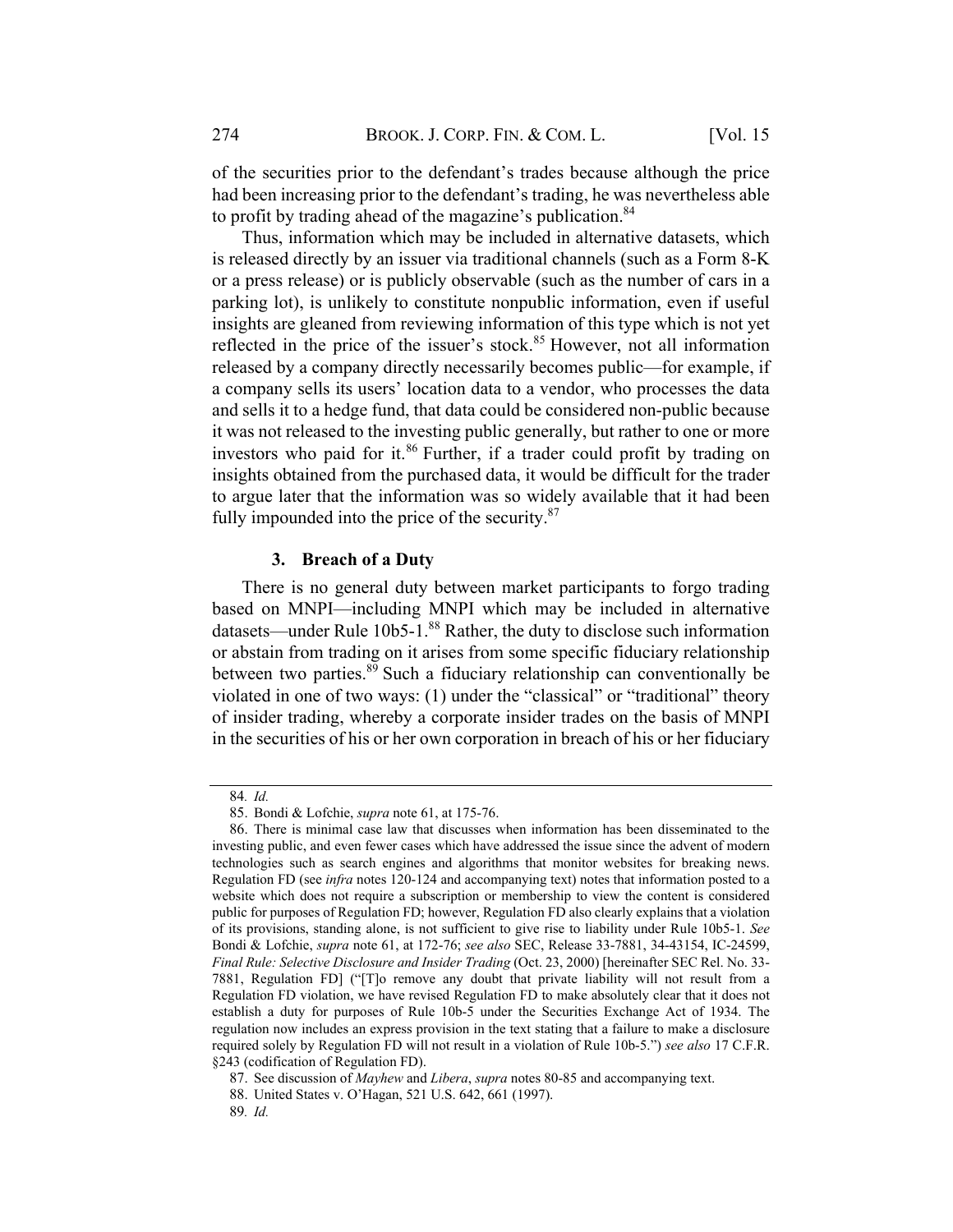of the securities prior to the defendant's trades because although the price had been increasing prior to the defendant's trading, he was nevertheless able to profit by trading ahead of the magazine's publication.[84]

Thus, information which may be included in alternative datasets, which is released directly by an issuer via traditional channels (such as a Form 8-K or a press release) or is publicly observable (such as the number of cars in a parking lot), is unlikely to constitute nonpublic information, even if useful insights are gleaned from reviewing information of this type which is not yet reflected in the price of the issuer's stock.[85] However, not all information released by a company directly necessarily becomes public—for example, if a company sells its users' location data to a vendor, who processes the data and sells it to a hedge fund, that data could be considered non-public because it was not released to the investing public generally, but rather to one or more investors who paid for it.[86] Further, if a trader could profit by trading on insights obtained from the purchased data, it would be difficult for the trader to argue later that the information was so widely available that it had been fully impounded into the price of the security.[87]

### 3. Breach of a Duty

There is no general duty between market participants to forgo trading based on MNPI—including MNPI which may be included in alternative datasets—under Rule 10b5-1.[88] Rather, the duty to disclose such information or abstain from trading on it arises from some specific fiduciary relationship between two parties.[89] Such a fiduciary relationship can conventionally be violated in one of two ways: (1) under the "classical" or "traditional" theory of insider trading, whereby a corporate insider trades on the basis of MNPI in the securities of his or her own corporation in breach of his or her fiduciary

---

84. *Id.*

85. Bondi & Lofchie, *supra* note 61, at 175-76.

86. There is minimal case law that discusses when information has been disseminated to the investing public, and even fewer cases which have addressed the issue since the advent of modern technologies such as search engines and algorithms that monitor websites for breaking news. Regulation FD (see *infra* notes 120-124 and accompanying text) notes that information posted to a website which does not require a subscription or membership to view the content is considered public for purposes of Regulation FD; however, Regulation FD also clearly explains that a violation of its provisions, standing alone, is not sufficient to give rise to liability under Rule 10b5-1. *See* Bondi & Lofchie, *supra* note 61, at 172-76; *see also* SEC, Release 33-7881, 34-43154, IC-24599, *Final Rule: Selective Disclosure and Insider Trading* (Oct. 23, 2000) [hereinafter SEC Rel. No. 33-7881, Regulation FD] ("[T]o remove any doubt that private liability will not result from a Regulation FD violation, we have revised Regulation FD to make absolutely clear that it does not establish a duty for purposes of Rule 10b-5 under the Securities Exchange Act of 1934. The regulation now includes an express provision in the text stating that a failure to make a disclosure required solely by Regulation FD will not result in a violation of Rule 10b-5.") *see also* 17 C.F.R. §243 (codification of Regulation FD).

87. See discussion of *Mayhew* and *Libera*, *supra* notes 80-85 and accompanying text.

88. United States v. O'Hagan, 521 U.S. 642, 661 (1997).

89. *Id.*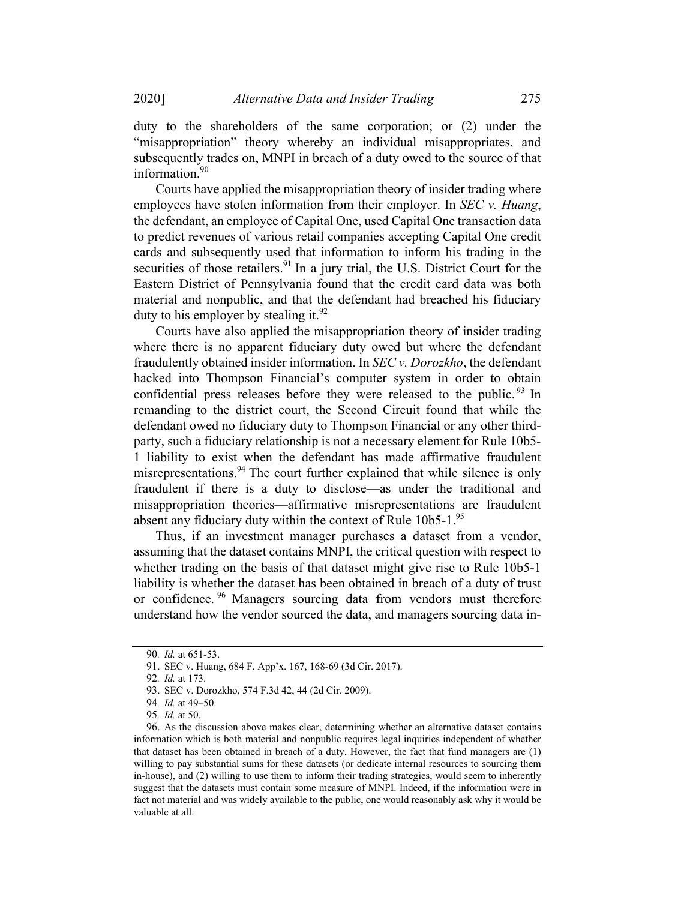duty to the shareholders of the same corporation; or (2) under the "misappropriation" theory whereby an individual misappropriates, and subsequently trades on, MNPI in breach of a duty owed to the source of that information.[90]

Courts have applied the misappropriation theory of insider trading where employees have stolen information from their employer. In *SEC v. Huang*, the defendant, an employee of Capital One, used Capital One transaction data to predict revenues of various retail companies accepting Capital One credit cards and subsequently used that information to inform his trading in the securities of those retailers.[91] In a jury trial, the U.S. District Court for the Eastern District of Pennsylvania found that the credit card data was both material and nonpublic, and that the defendant had breached his fiduciary duty to his employer by stealing it.[92]

Courts have also applied the misappropriation theory of insider trading where there is no apparent fiduciary duty owed but where the defendant fraudulently obtained insider information. In *SEC v. Dorozkho*, the defendant hacked into Thompson Financial's computer system in order to obtain confidential press releases before they were released to the public.[93] In remanding to the district court, the Second Circuit found that while the defendant owed no fiduciary duty to Thompson Financial or any other third-party, such a fiduciary relationship is not a necessary element for Rule 10b5-1 liability to exist when the defendant has made affirmative fraudulent misrepresentations.[94] The court further explained that while silence is only fraudulent if there is a duty to disclose—as under the traditional and misappropriation theories—affirmative misrepresentations are fraudulent absent any fiduciary duty within the context of Rule 10b5-1.[95]

Thus, if an investment manager purchases a dataset from a vendor, assuming that the dataset contains MNPI, the critical question with respect to whether trading on the basis of that dataset might give rise to Rule 10b5-1 liability is whether the dataset has been obtained in breach of a duty of trust or confidence.[96] Managers sourcing data from vendors must therefore understand how the vendor sourced the data, and managers sourcing data in-

---

90. *Id.* at 651-53.

91. SEC v. Huang, 684 F. App'x. 167, 168-69 (3d Cir. 2017).

92. *Id.* at 173.

93. SEC v. Dorozkho, 574 F.3d 42, 44 (2d Cir. 2009).

94. *Id.* at 49–50.

95. *Id.* at 50.

96. As the discussion above makes clear, determining whether an alternative dataset contains information which is both material and nonpublic requires legal inquiries independent of whether that dataset has been obtained in breach of a duty. However, the fact that fund managers are (1) willing to pay substantial sums for these datasets (or dedicate internal resources to sourcing them in-house), and (2) willing to use them to inform their trading strategies, would seem to inherently suggest that the datasets must contain some measure of MNPI. Indeed, if the information were in fact not material and was widely available to the public, one would reasonably ask why it would be valuable at all.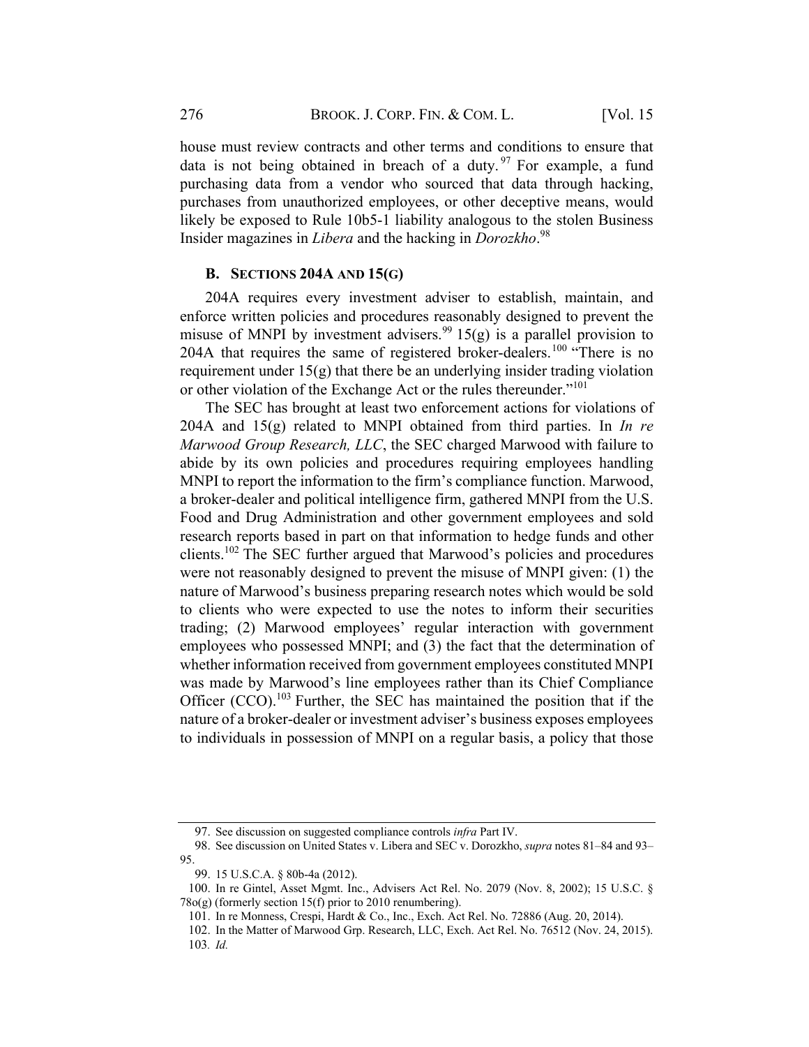house must review contracts and other terms and conditions to ensure that data is not being obtained in breach of a duty.[97] For example, a fund purchasing data from a vendor who sourced that data through hacking, purchases from unauthorized employees, or other deceptive means, would likely be exposed to Rule 10b5-1 liability analogous to the stolen Business Insider magazines in *Libera* and the hacking in *Dorozkho*.[98]

### B. SECTIONS 204A AND 15(G)

204A requires every investment adviser to establish, maintain, and enforce written policies and procedures reasonably designed to prevent the misuse of MNPI by investment advisers.[99] 15(g) is a parallel provision to 204A that requires the same of registered broker-dealers.[100] "There is no requirement under 15(g) that there be an underlying insider trading violation or other violation of the Exchange Act or the rules thereunder."[101]

The SEC has brought at least two enforcement actions for violations of 204A and 15(g) related to MNPI obtained from third parties. In *In re Marwood Group Research, LLC*, the SEC charged Marwood with failure to abide by its own policies and procedures requiring employees handling MNPI to report the information to the firm's compliance function. Marwood, a broker-dealer and political intelligence firm, gathered MNPI from the U.S. Food and Drug Administration and other government employees and sold research reports based in part on that information to hedge funds and other clients.[102] The SEC further argued that Marwood's policies and procedures were not reasonably designed to prevent the misuse of MNPI given: (1) the nature of Marwood's business preparing research notes which would be sold to clients who were expected to use the notes to inform their securities trading; (2) Marwood employees' regular interaction with government employees who possessed MNPI; and (3) the fact that the determination of whether information received from government employees constituted MNPI was made by Marwood's line employees rather than its Chief Compliance Officer (CCO).[103] Further, the SEC has maintained the position that if the nature of a broker-dealer or investment adviser's business exposes employees to individuals in possession of MNPI on a regular basis, a policy that those

---

97. See discussion on suggested compliance controls *infra* Part IV.

98. See discussion on United States v. Libera and SEC v. Dorozkho, *supra* notes 81–84 and 93–95.

99. 15 U.S.C.A. § 80b-4a (2012).

100. In re Gintel, Asset Mgmt. Inc., Advisers Act Rel. No. 2079 (Nov. 8, 2002); 15 U.S.C. § 78o(g) (formerly section 15(f) prior to 2010 renumbering).

101. In re Monness, Crespi, Hardt & Co., Inc., Exch. Act Rel. No. 72886 (Aug. 20, 2014).

102. In the Matter of Marwood Grp. Research, LLC, Exch. Act Rel. No. 76512 (Nov. 24, 2015).

103. *Id.*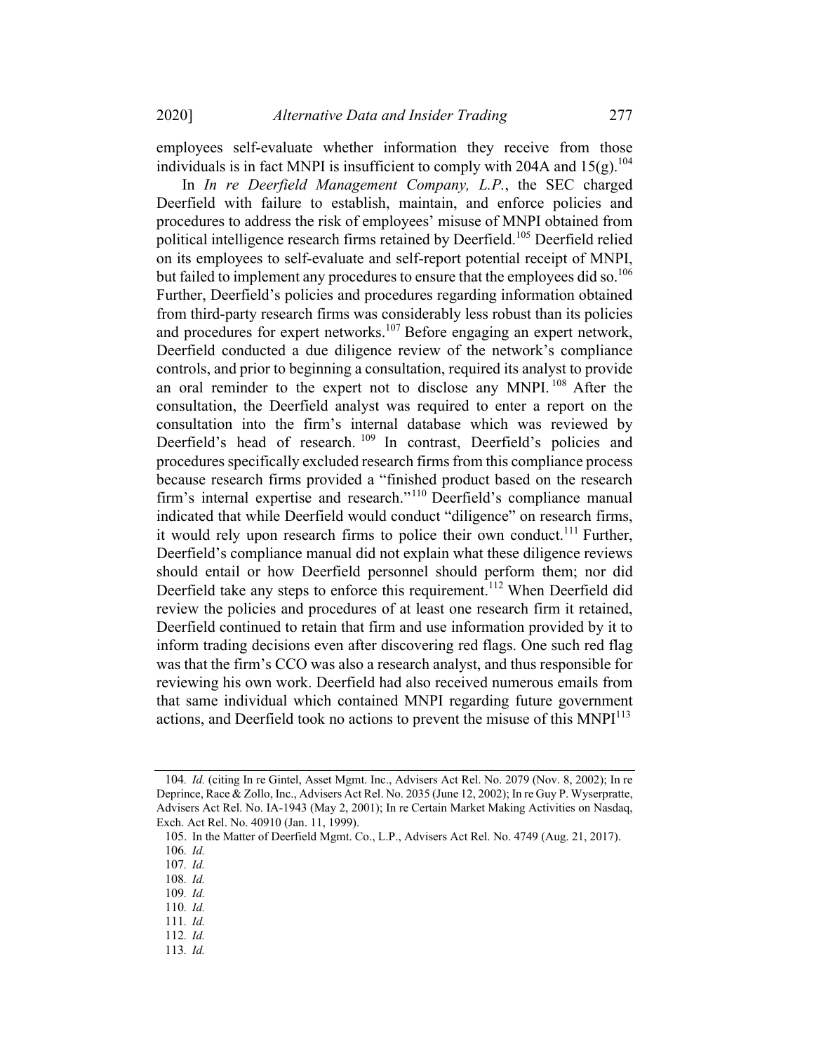employees self-evaluate whether information they receive from those individuals is in fact MNPI is insufficient to comply with 204A and 15(g).[104]

In *In re Deerfield Management Company, L.P.*, the SEC charged Deerfield with failure to establish, maintain, and enforce policies and procedures to address the risk of employees' misuse of MNPI obtained from political intelligence research firms retained by Deerfield.[105] Deerfield relied on its employees to self-evaluate and self-report potential receipt of MNPI, but failed to implement any procedures to ensure that the employees did so.[106] Further, Deerfield's policies and procedures regarding information obtained from third-party research firms was considerably less robust than its policies and procedures for expert networks.[107] Before engaging an expert network, Deerfield conducted a due diligence review of the network's compliance controls, and prior to beginning a consultation, required its analyst to provide an oral reminder to the expert not to disclose any MNPI.[108] After the consultation, the Deerfield analyst was required to enter a report on the consultation into the firm's internal database which was reviewed by Deerfield's head of research.[109] In contrast, Deerfield's policies and procedures specifically excluded research firms from this compliance process because research firms provided a "finished product based on the research firm's internal expertise and research."[110] Deerfield's compliance manual indicated that while Deerfield would conduct "diligence" on research firms, it would rely upon research firms to police their own conduct.[111] Further, Deerfield's compliance manual did not explain what these diligence reviews should entail or how Deerfield personnel should perform them; nor did Deerfield take any steps to enforce this requirement.[112] When Deerfield did review the policies and procedures of at least one research firm it retained, Deerfield continued to retain that firm and use information provided by it to inform trading decisions even after discovering red flags. One such red flag was that the firm's CCO was also a research analyst, and thus responsible for reviewing his own work. Deerfield had also received numerous emails from that same individual which contained MNPI regarding future government actions, and Deerfield took no actions to prevent the misuse of this MNPI[113]

---

104. *Id.* (citing In re Gintel, Asset Mgmt. Inc., Advisers Act Rel. No. 2079 (Nov. 8, 2002); In re Deprince, Race & Zollo, Inc., Advisers Act Rel. No. 2035 (June 12, 2002); In re Guy P. Wyserpratte, Advisers Act Rel. No. IA-1943 (May 2, 2001); In re Certain Market Making Activities on Nasdaq, Exch. Act Rel. No. 40910 (Jan. 11, 1999).

105. In the Matter of Deerfield Mgmt. Co., L.P., Advisers Act Rel. No. 4749 (Aug. 21, 2017).

106. *Id.*

107. *Id.*

108. *Id.*

109. *Id.*

110. *Id.*

111. *Id.*

112. *Id.*

113. *Id.*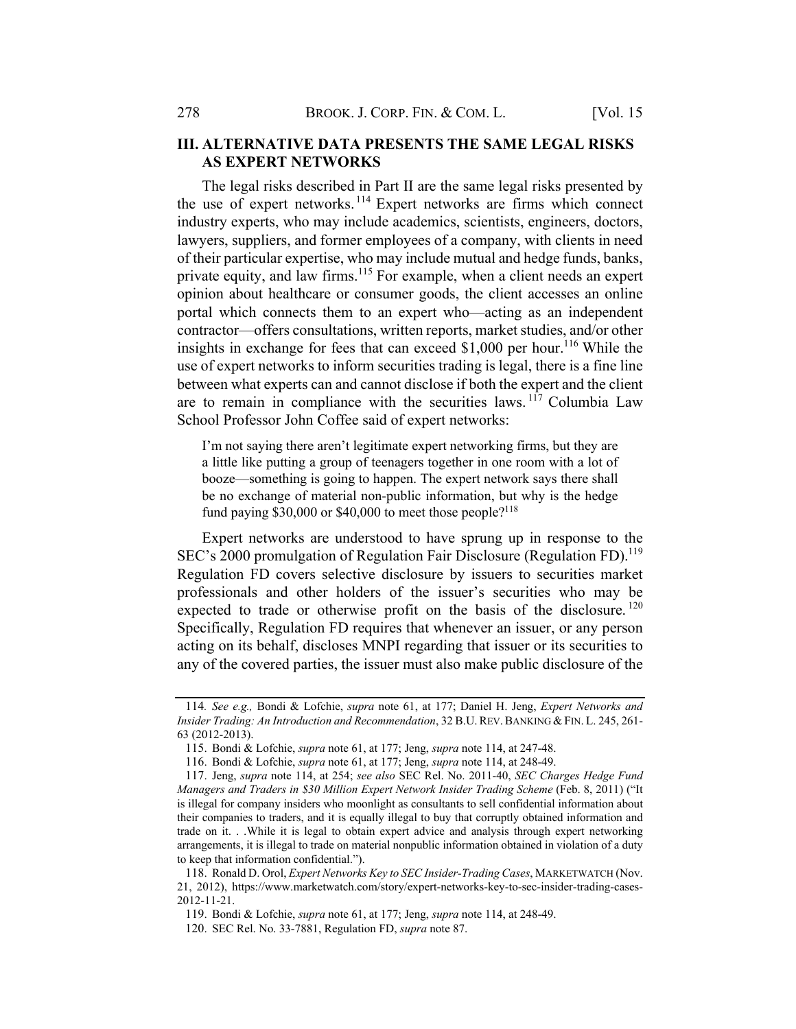## III. ALTERNATIVE DATA PRESENTS THE SAME LEGAL RISKS AS EXPERT NETWORKS

The legal risks described in Part II are the same legal risks presented by the use of expert networks.[114] Expert networks are firms which connect industry experts, who may include academics, scientists, engineers, doctors, lawyers, suppliers, and former employees of a company, with clients in need of their particular expertise, who may include mutual and hedge funds, banks, private equity, and law firms.[115] For example, when a client needs an expert opinion about healthcare or consumer goods, the client accesses an online portal which connects them to an expert who—acting as an independent contractor—offers consultations, written reports, market studies, and/or other insights in exchange for fees that can exceed $1,000 per hour.[116] While the use of expert networks to inform securities trading is legal, there is a fine line between what experts can and cannot disclose if both the expert and the client are to remain in compliance with the securities laws.[117] Columbia Law School Professor John Coffee said of expert networks:

> I'm not saying there aren't legitimate expert networking firms, but they are a little like putting a group of teenagers together in one room with a lot of booze—something is going to happen. The expert network says there shall be no exchange of material non-public information, but why is the hedge fund paying $30,000 or $40,000 to meet those people?[118]

Expert networks are understood to have sprung up in response to the SEC's 2000 promulgation of Regulation Fair Disclosure (Regulation FD).[119] Regulation FD covers selective disclosure by issuers to securities market professionals and other holders of the issuer's securities who may be expected to trade or otherwise profit on the basis of the disclosure.[120] Specifically, Regulation FD requires that whenever an issuer, or any person acting on its behalf, discloses MNPI regarding that issuer or its securities to any of the covered parties, the issuer must also make public disclosure of the

---

114. *See e.g.,* Bondi & Lofchie, *supra* note 61, at 177; Daniel H. Jeng, *Expert Networks and Insider Trading: An Introduction and Recommendation*, 32 B.U. REV. BANKING & FIN. L. 245, 261-63 (2012-2013).

115. Bondi & Lofchie, *supra* note 61, at 177; Jeng, *supra* note 114, at 247-48.

116. Bondi & Lofchie, *supra* note 61, at 177; Jeng, *supra* note 114, at 248-49.

117. Jeng, *supra* note 114, at 254; *see also* SEC Rel. No. 2011-40, *SEC Charges Hedge Fund Managers and Traders in $30 Million Expert Network Insider Trading Scheme* (Feb. 8, 2011) ("It is illegal for company insiders who moonlight as consultants to sell confidential information about their companies to traders, and it is equally illegal to buy that corruptly obtained information and trade on it. . .While it is legal to obtain expert advice and analysis through expert networking arrangements, it is illegal to trade on material nonpublic information obtained in violation of a duty to keep that information confidential.").

118. Ronald D. Orol, *Expert Networks Key to SEC Insider-Trading Cases*, MARKETWATCH (Nov. 21, 2012), https://www.marketwatch.com/story/expert-networks-key-to-sec-insider-trading-cases-2012-11-21.

119. Bondi & Lofchie, *supra* note 61, at 177; Jeng, *supra* note 114, at 248-49.

120. SEC Rel. No. 33-7881, Regulation FD, *supra* note 87.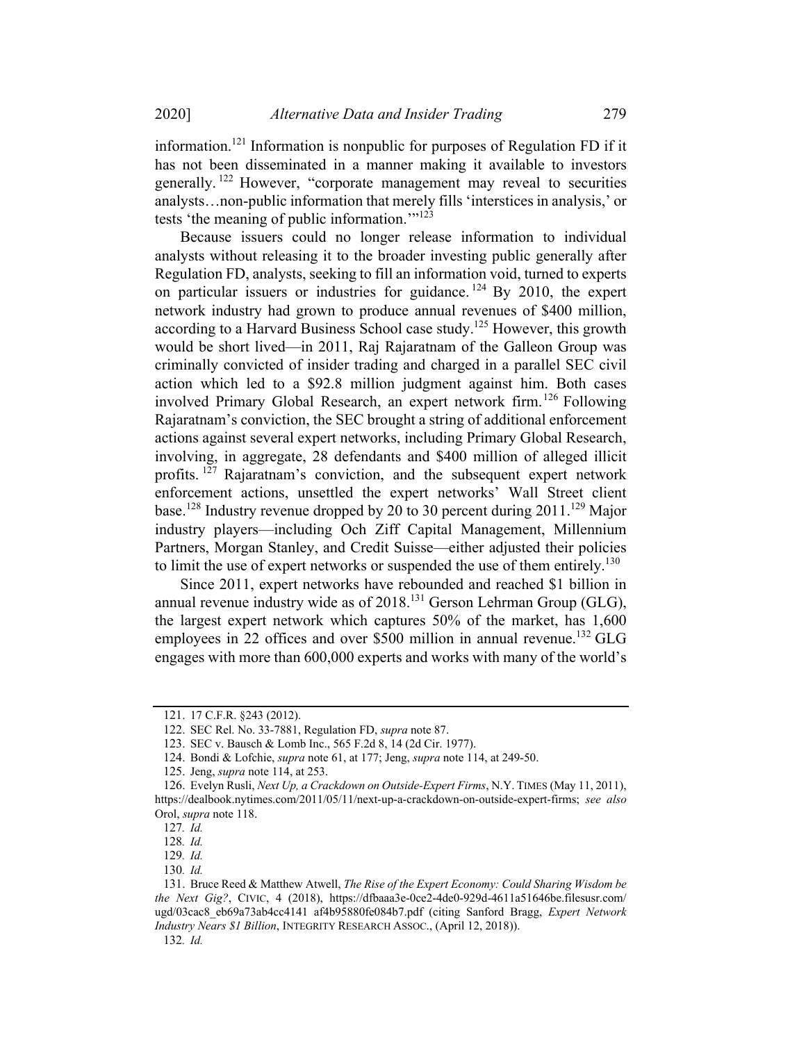information.[121] Information is nonpublic for purposes of Regulation FD if it has not been disseminated in a manner making it available to investors generally.[122] However, "corporate management may reveal to securities analysts…non-public information that merely fills 'interstices in analysis,' or tests 'the meaning of public information.'"[123]

Because issuers could no longer release information to individual analysts without releasing it to the broader investing public generally after Regulation FD, analysts, seeking to fill an information void, turned to experts on particular issuers or industries for guidance.[124] By 2010, the expert network industry had grown to produce annual revenues of $400 million, according to a Harvard Business School case study.[125] However, this growth would be short lived—in 2011, Raj Rajaratnam of the Galleon Group was criminally convicted of insider trading and charged in a parallel SEC civil action which led to a $92.8 million judgment against him. Both cases involved Primary Global Research, an expert network firm.[126] Following Rajaratnam's conviction, the SEC brought a string of additional enforcement actions against several expert networks, including Primary Global Research, involving, in aggregate, 28 defendants and $400 million of alleged illicit profits.[127] Rajaratnam's conviction, and the subsequent expert network enforcement actions, unsettled the expert networks' Wall Street client base.[128] Industry revenue dropped by 20 to 30 percent during 2011.[129] Major industry players—including Och Ziff Capital Management, Millennium Partners, Morgan Stanley, and Credit Suisse—either adjusted their policies to limit the use of expert networks or suspended the use of them entirely.[130]

Since 2011, expert networks have rebounded and reached $1 billion in annual revenue industry wide as of 2018.[131] Gerson Lehrman Group (GLG), the largest expert network which captures 50% of the market, has 1,600 employees in 22 offices and over $500 million in annual revenue.[132] GLG engages with more than 600,000 experts and works with many of the world's

---

121. 17 C.F.R. §243 (2012).

122. SEC Rel. No. 33-7881, Regulation FD, *supra* note 87.

123. SEC v. Bausch & Lomb Inc., 565 F.2d 8, 14 (2d Cir. 1977).

124. Bondi & Lofchie, *supra* note 61, at 177; Jeng, *supra* note 114, at 249-50.

125. Jeng, *supra* note 114, at 253.

126. Evelyn Rusli, *Next Up, a Crackdown on Outside-Expert Firms*, N.Y. TIMES (May 11, 2011), https://dealbook.nytimes.com/2011/05/11/next-up-a-crackdown-on-outside-expert-firms; *see also* Orol, *supra* note 118.

127. *Id.*

128. *Id.*

129. *Id.*

130. *Id.*

131. Bruce Reed & Matthew Atwell, *The Rise of the Expert Economy: Could Sharing Wisdom be the Next Gig?*, CIVIC, 4 (2018), https://dfbaaa3e-0ce2-4de0-929d-4611a51646be.filesusr.com/ugd/03cac8_eb69a73ab4cc4141 af4b95880fe084b7.pdf (citing Sanford Bragg, *Expert Network Industry Nears $1 Billion*, INTEGRITY RESEARCH ASSOC., (April 12, 2018)).

132. *Id.*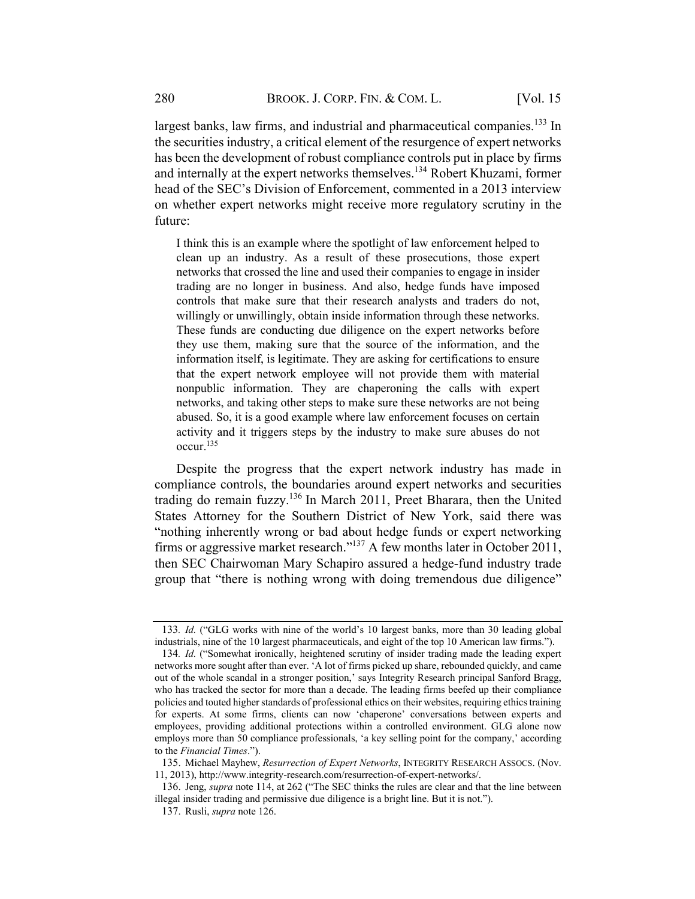largest banks, law firms, and industrial and pharmaceutical companies.[133] In the securities industry, a critical element of the resurgence of expert networks has been the development of robust compliance controls put in place by firms and internally at the expert networks themselves.[134] Robert Khuzami, former head of the SEC's Division of Enforcement, commented in a 2013 interview on whether expert networks might receive more regulatory scrutiny in the future:

> I think this is an example where the spotlight of law enforcement helped to clean up an industry. As a result of these prosecutions, those expert networks that crossed the line and used their companies to engage in insider trading are no longer in business. And also, hedge funds have imposed controls that make sure that their research analysts and traders do not, willingly or unwillingly, obtain inside information through these networks. These funds are conducting due diligence on the expert networks before they use them, making sure that the source of the information, and the information itself, is legitimate. They are asking for certifications to ensure that the expert network employee will not provide them with material nonpublic information. They are chaperoning the calls with expert networks, and taking other steps to make sure these networks are not being abused. So, it is a good example where law enforcement focuses on certain activity and it triggers steps by the industry to make sure abuses do not occur.[135]

Despite the progress that the expert network industry has made in compliance controls, the boundaries around expert networks and securities trading do remain fuzzy.[136] In March 2011, Preet Bharara, then the United States Attorney for the Southern District of New York, said there was "nothing inherently wrong or bad about hedge funds or expert networking firms or aggressive market research."[137] A few months later in October 2011, then SEC Chairwoman Mary Schapiro assured a hedge-fund industry trade group that "there is nothing wrong with doing tremendous due diligence"

---

133. *Id.* ("GLG works with nine of the world's 10 largest banks, more than 30 leading global industrials, nine of the 10 largest pharmaceuticals, and eight of the top 10 American law firms.").

134. *Id.* ("Somewhat ironically, heightened scrutiny of insider trading made the leading expert networks more sought after than ever. 'A lot of firms picked up share, rebounded quickly, and came out of the whole scandal in a stronger position,' says Integrity Research principal Sanford Bragg, who has tracked the sector for more than a decade. The leading firms beefed up their compliance policies and touted higher standards of professional ethics on their websites, requiring ethics training for experts. At some firms, clients can now 'chaperone' conversations between experts and employees, providing additional protections within a controlled environment. GLG alone now employs more than 50 compliance professionals, 'a key selling point for the company,' according to the *Financial Times*.").

135. Michael Mayhew, *Resurrection of Expert Networks*, INTEGRITY RESEARCH ASSOCS. (Nov. 11, 2013), http://www.integrity-research.com/resurrection-of-expert-networks/.

136. Jeng, *supra* note 114, at 262 ("The SEC thinks the rules are clear and that the line between illegal insider trading and permissive due diligence is a bright line. But it is not.").

137. Rusli, *supra* note 126.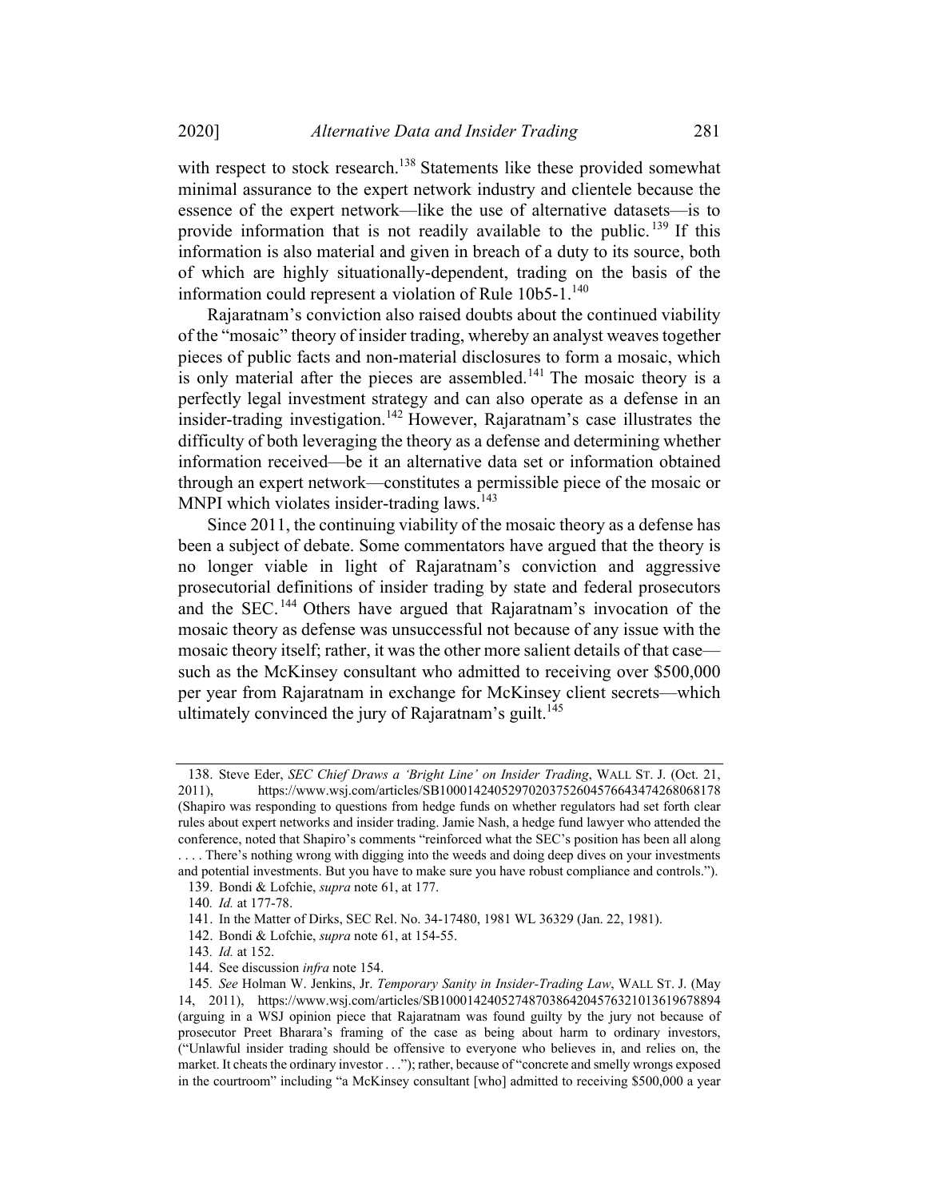with respect to stock research.[138] Statements like these provided somewhat minimal assurance to the expert network industry and clientele because the essence of the expert network—like the use of alternative datasets—is to provide information that is not readily available to the public.[139] If this information is also material and given in breach of a duty to its source, both of which are highly situationally-dependent, trading on the basis of the information could represent a violation of Rule 10b5-1.[140]

Rajaratnam's conviction also raised doubts about the continued viability of the "mosaic" theory of insider trading, whereby an analyst weaves together pieces of public facts and non-material disclosures to form a mosaic, which is only material after the pieces are assembled.[141] The mosaic theory is a perfectly legal investment strategy and can also operate as a defense in an insider-trading investigation.[142] However, Rajaratnam's case illustrates the difficulty of both leveraging the theory as a defense and determining whether information received—be it an alternative data set or information obtained through an expert network—constitutes a permissible piece of the mosaic or MNPI which violates insider-trading laws.[143]

Since 2011, the continuing viability of the mosaic theory as a defense has been a subject of debate. Some commentators have argued that the theory is no longer viable in light of Rajaratnam's conviction and aggressive prosecutorial definitions of insider trading by state and federal prosecutors and the SEC.[144] Others have argued that Rajaratnam's invocation of the mosaic theory as defense was unsuccessful not because of any issue with the mosaic theory itself; rather, it was the other more salient details of that case—such as the McKinsey consultant who admitted to receiving over $500,000 per year from Rajaratnam in exchange for McKinsey client secrets—which ultimately convinced the jury of Rajaratnam's guilt.[145]

---

138. Steve Eder, *SEC Chief Draws a 'Bright Line' on Insider Trading*, WALL ST. J. (Oct. 21, 2011), https://www.wsj.com/articles/SB10001424052970203752604576643474268068178 (Shapiro was responding to questions from hedge funds on whether regulators had set forth clear rules about expert networks and insider trading. Jamie Nash, a hedge fund lawyer who attended the conference, noted that Shapiro's comments "reinforced what the SEC's position has been all along . . . . There's nothing wrong with digging into the weeds and doing deep dives on your investments and potential investments. But you have to make sure you have robust compliance and controls.").

139. Bondi & Lofchie, *supra* note 61, at 177.

140. *Id.* at 177-78.

141. In the Matter of Dirks, SEC Rel. No. 34-17480, 1981 WL 36329 (Jan. 22, 1981).

142. Bondi & Lofchie, *supra* note 61, at 154-55.

143. *Id.* at 152.

144. See discussion *infra* note 154.

145. *See* Holman W. Jenkins, Jr. *Temporary Sanity in Insider-Trading Law*, WALL ST. J. (May 14, 2011), https://www.wsj.com/articles/SB10001424052748703864204576321013619678894 (arguing in a WSJ opinion piece that Rajaratnam was found guilty by the jury not because of prosecutor Preet Bharara's framing of the case as being about harm to ordinary investors, ("Unlawful insider trading should be offensive to everyone who believes in, and relies on, the market. It cheats the ordinary investor . . ."); rather, because of "concrete and smelly wrongs exposed in the courtroom" including "a McKinsey consultant [who] admitted to receiving $500,000 a year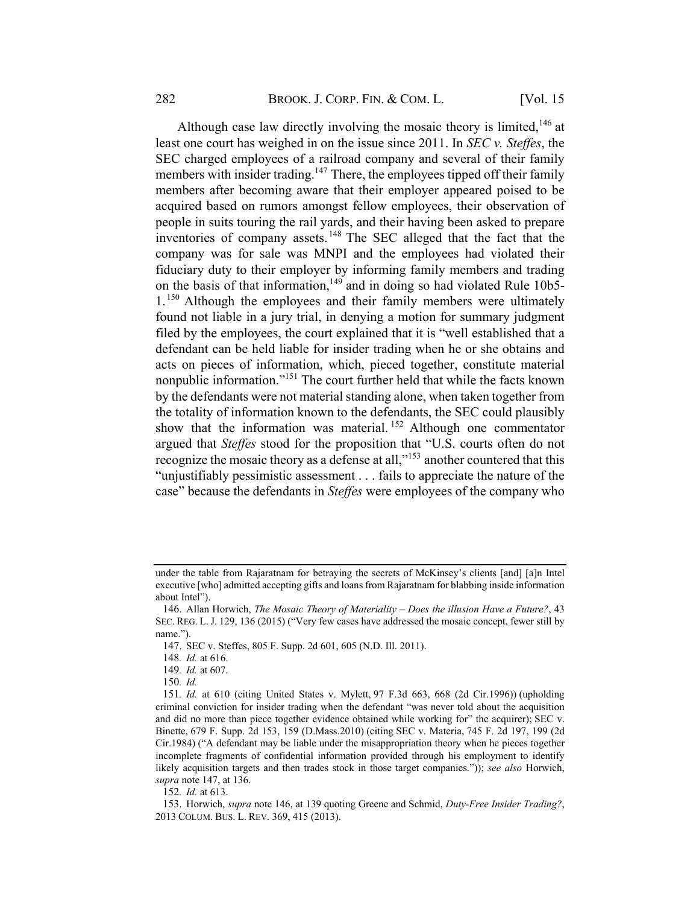Although case law directly involving the mosaic theory is limited,[146] at least one court has weighed in on the issue since 2011. In *SEC v. Steffes*, the SEC charged employees of a railroad company and several of their family members with insider trading.[147] There, the employees tipped off their family members after becoming aware that their employer appeared poised to be acquired based on rumors amongst fellow employees, their observation of people in suits touring the rail yards, and their having been asked to prepare inventories of company assets.[148] The SEC alleged that the fact that the company was for sale was MNPI and the employees had violated their fiduciary duty to their employer by informing family members and trading on the basis of that information,[149] and in doing so had violated Rule 10b5-1.[150] Although the employees and their family members were ultimately found not liable in a jury trial, in denying a motion for summary judgment filed by the employees, the court explained that it is "well established that a defendant can be held liable for insider trading when he or she obtains and acts on pieces of information, which, pieced together, constitute material nonpublic information."[151] The court further held that while the facts known by the defendants were not material standing alone, when taken together from the totality of information known to the defendants, the SEC could plausibly show that the information was material.[152] Although one commentator argued that *Steffes* stood for the proposition that "U.S. courts often do not recognize the mosaic theory as a defense at all,"[153] another countered that this "unjustifiably pessimistic assessment . . . fails to appreciate the nature of the case" because the defendants in *Steffes* were employees of the company who

---

under the table from Rajaratnam for betraying the secrets of McKinsey's clients [and] [a]n Intel executive [who] admitted accepting gifts and loans from Rajaratnam for blabbing inside information about Intel").

146. Allan Horwich, *The Mosaic Theory of Materiality – Does the illusion Have a Future?*, 43 SEC. REG. L. J. 129, 136 (2015) ("Very few cases have addressed the mosaic concept, fewer still by name.").

147. SEC v. Steffes, 805 F. Supp. 2d 601, 605 (N.D. Ill. 2011).

148. *Id.* at 616.

149. *Id.* at 607.

150. *Id.*

151. *Id.* at 610 (citing United States v. Mylett, 97 F.3d 663, 668 (2d Cir.1996)) (upholding criminal conviction for insider trading when the defendant "was never told about the acquisition and did no more than piece together evidence obtained while working for" the acquirer); SEC v. Binette, 679 F. Supp. 2d 153, 159 (D.Mass.2010) (citing SEC v. Materia, 745 F. 2d 197, 199 (2d Cir.1984) ("A defendant may be liable under the misappropriation theory when he pieces together incomplete fragments of confidential information provided through his employment to identify likely acquisition targets and then trades stock in those target companies.")); *see also* Horwich, *supra* note 147, at 136.

152. *Id.* at 613.

153. Horwich, *supra* note 146, at 139 quoting Greene and Schmid, *Duty-Free Insider Trading?*, 2013 COLUM. BUS. L. REV. 369, 415 (2013).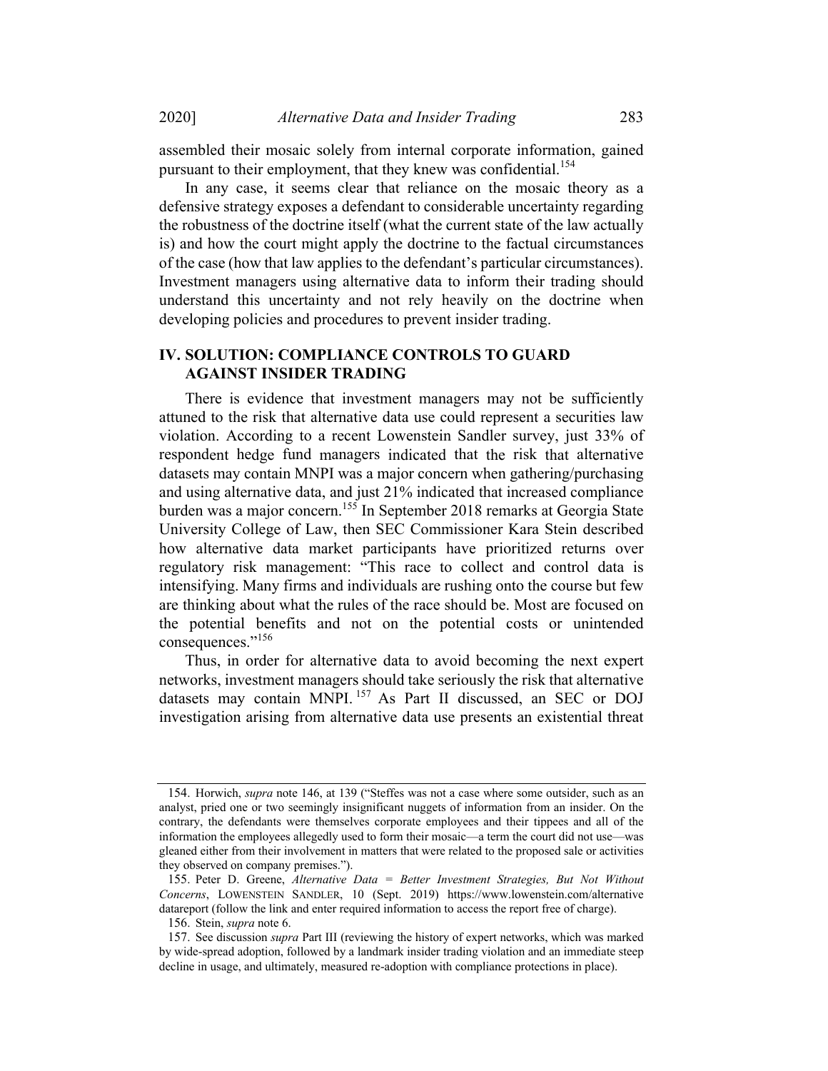assembled their mosaic solely from internal corporate information, gained pursuant to their employment, that they knew was confidential.[154]

In any case, it seems clear that reliance on the mosaic theory as a defensive strategy exposes a defendant to considerable uncertainty regarding the robustness of the doctrine itself (what the current state of the law actually is) and how the court might apply the doctrine to the factual circumstances of the case (how that law applies to the defendant's particular circumstances). Investment managers using alternative data to inform their trading should understand this uncertainty and not rely heavily on the doctrine when developing policies and procedures to prevent insider trading.

## IV. SOLUTION: COMPLIANCE CONTROLS TO GUARD AGAINST INSIDER TRADING

There is evidence that investment managers may not be sufficiently attuned to the risk that alternative data use could represent a securities law violation. According to a recent Lowenstein Sandler survey, just 33% of respondent hedge fund managers indicated that the risk that alternative datasets may contain MNPI was a major concern when gathering/purchasing and using alternative data, and just 21% indicated that increased compliance burden was a major concern.[155] In September 2018 remarks at Georgia State University College of Law, then SEC Commissioner Kara Stein described how alternative data market participants have prioritized returns over regulatory risk management: "This race to collect and control data is intensifying. Many firms and individuals are rushing onto the course but few are thinking about what the rules of the race should be. Most are focused on the potential benefits and not on the potential costs or unintended consequences."[156]

Thus, in order for alternative data to avoid becoming the next expert networks, investment managers should take seriously the risk that alternative datasets may contain MNPI.[157] As Part II discussed, an SEC or DOJ investigation arising from alternative data use presents an existential threat

---

154. Horwich, *supra* note 146, at 139 ("Steffes was not a case where some outsider, such as an analyst, pried one or two seemingly insignificant nuggets of information from an insider. On the contrary, the defendants were themselves corporate employees and their tippees and all of the information the employees allegedly used to form their mosaic—a term the court did not use—was gleaned either from their involvement in matters that were related to the proposed sale or activities they observed on company premises.").

155. Peter D. Greene, *Alternative Data = Better Investment Strategies, But Not Without Concerns*, LOWENSTEIN SANDLER, 10 (Sept. 2019) https://www.lowenstein.com/alternative datareport (follow the link and enter required information to access the report free of charge).

156. Stein, *supra* note 6.

157. See discussion *supra* Part III (reviewing the history of expert networks, which was marked by wide-spread adoption, followed by a landmark insider trading violation and an immediate steep decline in usage, and ultimately, measured re-adoption with compliance protections in place).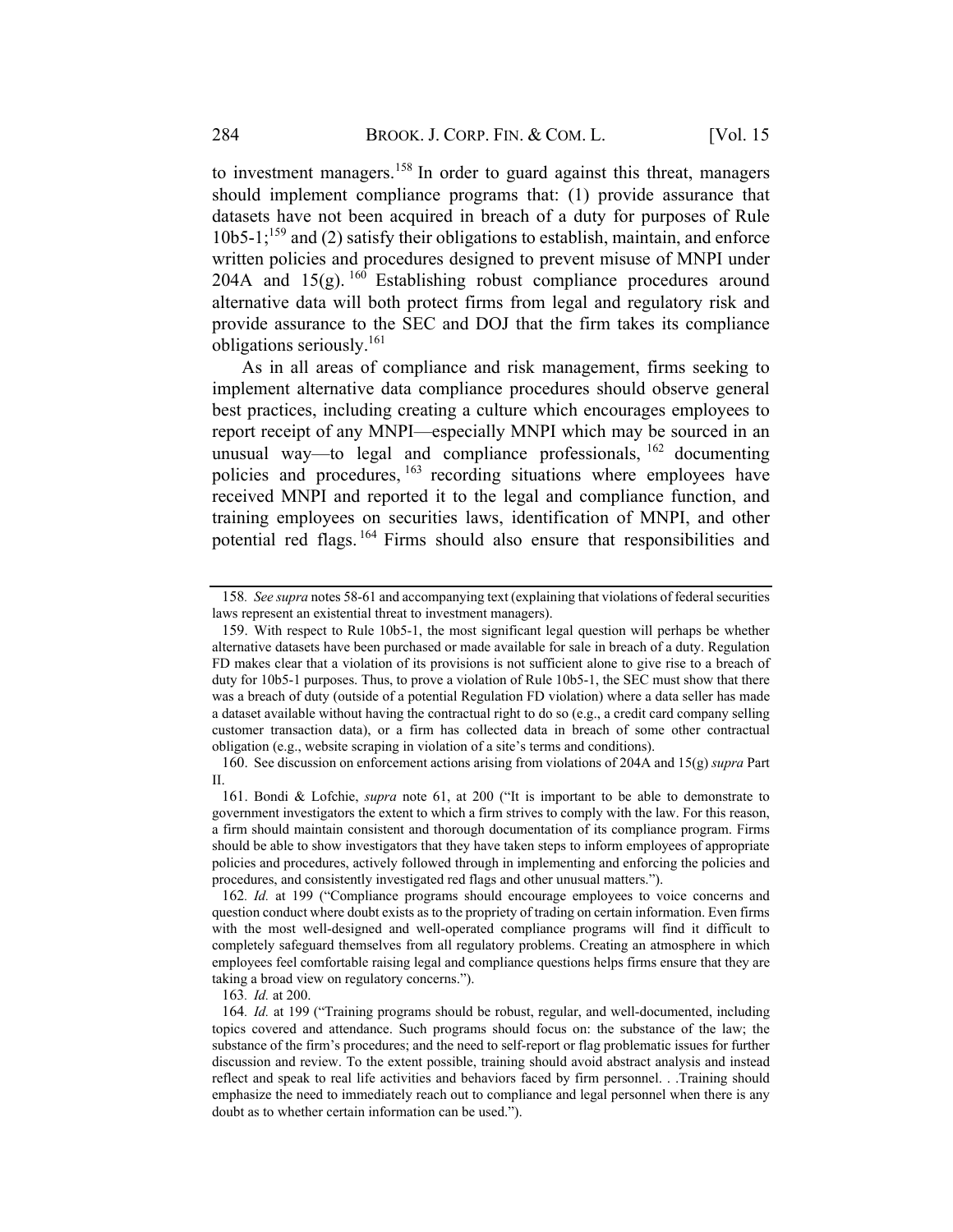to investment managers.[158] In order to guard against this threat, managers should implement compliance programs that: (1) provide assurance that datasets have not been acquired in breach of a duty for purposes of Rule 10b5-1;[159] and (2) satisfy their obligations to establish, maintain, and enforce written policies and procedures designed to prevent misuse of MNPI under 204A and 15(g).[160] Establishing robust compliance procedures around alternative data will both protect firms from legal and regulatory risk and provide assurance to the SEC and DOJ that the firm takes its compliance obligations seriously.[161]

As in all areas of compliance and risk management, firms seeking to implement alternative data compliance procedures should observe general best practices, including creating a culture which encourages employees to report receipt of any MNPI—especially MNPI which may be sourced in an unusual way—to legal and compliance professionals,[162] documenting policies and procedures,[163] recording situations where employees have received MNPI and reported it to the legal and compliance function, and training employees on securities laws, identification of MNPI, and other potential red flags.[164] Firms should also ensure that responsibilities and

---

158. *See supra* notes 58-61 and accompanying text (explaining that violations of federal securities laws represent an existential threat to investment managers).

159. With respect to Rule 10b5-1, the most significant legal question will perhaps be whether alternative datasets have been purchased or made available for sale in breach of a duty. Regulation FD makes clear that a violation of its provisions is not sufficient alone to give rise to a breach of duty for 10b5-1 purposes. Thus, to prove a violation of Rule 10b5-1, the SEC must show that there was a breach of duty (outside of a potential Regulation FD violation) where a data seller has made a dataset available without having the contractual right to do so (e.g., a credit card company selling customer transaction data), or a firm has collected data in breach of some other contractual obligation (e.g., website scraping in violation of a site's terms and conditions).

160. See discussion on enforcement actions arising from violations of 204A and 15(g) *supra* Part II.

161. Bondi & Lofchie, *supra* note 61, at 200 ("It is important to be able to demonstrate to government investigators the extent to which a firm strives to comply with the law. For this reason, a firm should maintain consistent and thorough documentation of its compliance program. Firms should be able to show investigators that they have taken steps to inform employees of appropriate policies and procedures, actively followed through in implementing and enforcing the policies and procedures, and consistently investigated red flags and other unusual matters.").

162. *Id.* at 199 ("Compliance programs should encourage employees to voice concerns and question conduct where doubt exists as to the propriety of trading on certain information. Even firms with the most well-designed and well-operated compliance programs will find it difficult to completely safeguard themselves from all regulatory problems. Creating an atmosphere in which employees feel comfortable raising legal and compliance questions helps firms ensure that they are taking a broad view on regulatory concerns.").

163. *Id.* at 200.

164. *Id.* at 199 ("Training programs should be robust, regular, and well-documented, including topics covered and attendance. Such programs should focus on: the substance of the law; the substance of the firm's procedures; and the need to self-report or flag problematic issues for further discussion and review. To the extent possible, training should avoid abstract analysis and instead reflect and speak to real life activities and behaviors faced by firm personnel. . .Training should emphasize the need to immediately reach out to compliance and legal personnel when there is any doubt as to whether certain information can be used.").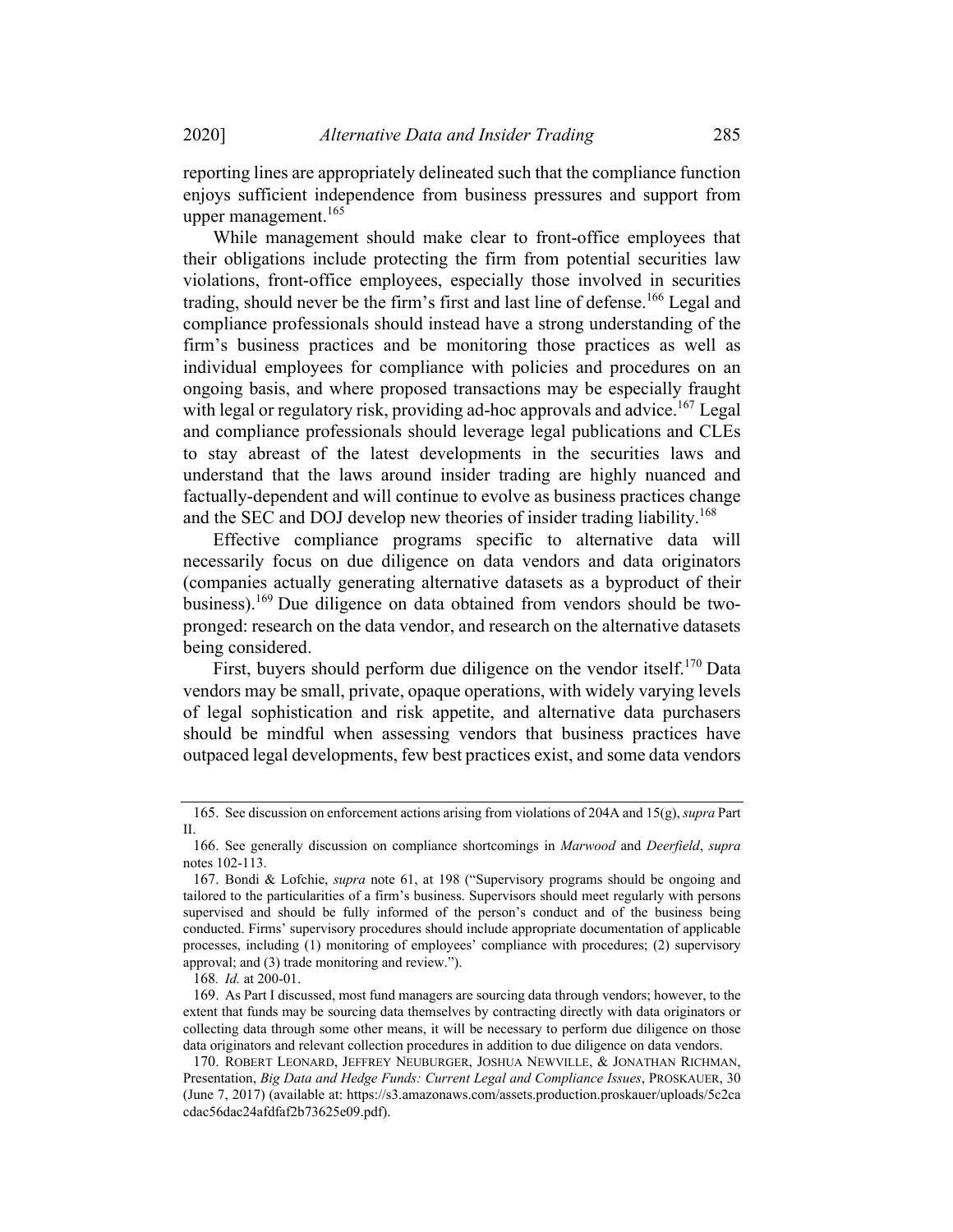reporting lines are appropriately delineated such that the compliance function enjoys sufficient independence from business pressures and support from upper management.[165]

While management should make clear to front-office employees that their obligations include protecting the firm from potential securities law violations, front-office employees, especially those involved in securities trading, should never be the firm's first and last line of defense.[166] Legal and compliance professionals should instead have a strong understanding of the firm's business practices and be monitoring those practices as well as individual employees for compliance with policies and procedures on an ongoing basis, and where proposed transactions may be especially fraught with legal or regulatory risk, providing ad-hoc approvals and advice.[167] Legal and compliance professionals should leverage legal publications and CLEs to stay abreast of the latest developments in the securities laws and understand that the laws around insider trading are highly nuanced and factually-dependent and will continue to evolve as business practices change and the SEC and DOJ develop new theories of insider trading liability.[168]

Effective compliance programs specific to alternative data will necessarily focus on due diligence on data vendors and data originators (companies actually generating alternative datasets as a byproduct of their business).[169] Due diligence on data obtained from vendors should be two-pronged: research on the data vendor, and research on the alternative datasets being considered.

First, buyers should perform due diligence on the vendor itself.[170] Data vendors may be small, private, opaque operations, with widely varying levels of legal sophistication and risk appetite, and alternative data purchasers should be mindful when assessing vendors that business practices have outpaced legal developments, few best practices exist, and some data vendors

---

165. See discussion on enforcement actions arising from violations of 204A and 15(g), *supra* Part II.

166. See generally discussion on compliance shortcomings in *Marwood* and *Deerfield*, *supra* notes 102-113.

167. Bondi & Lofchie, *supra* note 61, at 198 ("Supervisory programs should be ongoing and tailored to the particularities of a firm's business. Supervisors should meet regularly with persons supervised and should be fully informed of the person's conduct and of the business being conducted. Firms' supervisory procedures should include appropriate documentation of applicable processes, including (1) monitoring of employees' compliance with procedures; (2) supervisory approval; and (3) trade monitoring and review.").

168. *Id.* at 200-01.

169. As Part I discussed, most fund managers are sourcing data through vendors; however, to the extent that funds may be sourcing data themselves by contracting directly with data originators or collecting data through some other means, it will be necessary to perform due diligence on those data originators and relevant collection procedures in addition to due diligence on data vendors.

170. ROBERT LEONARD, JEFFREY NEUBURGER, JOSHUA NEWVILLE, & JONATHAN RICHMAN, Presentation, *Big Data and Hedge Funds: Current Legal and Compliance Issues*, PROSKAUER, 30 (June 7, 2017) (available at: https://s3.amazonaws.com/assets.production.proskauer/uploads/5c2cacdac56dac24afdfaf2b73625e09.pdf).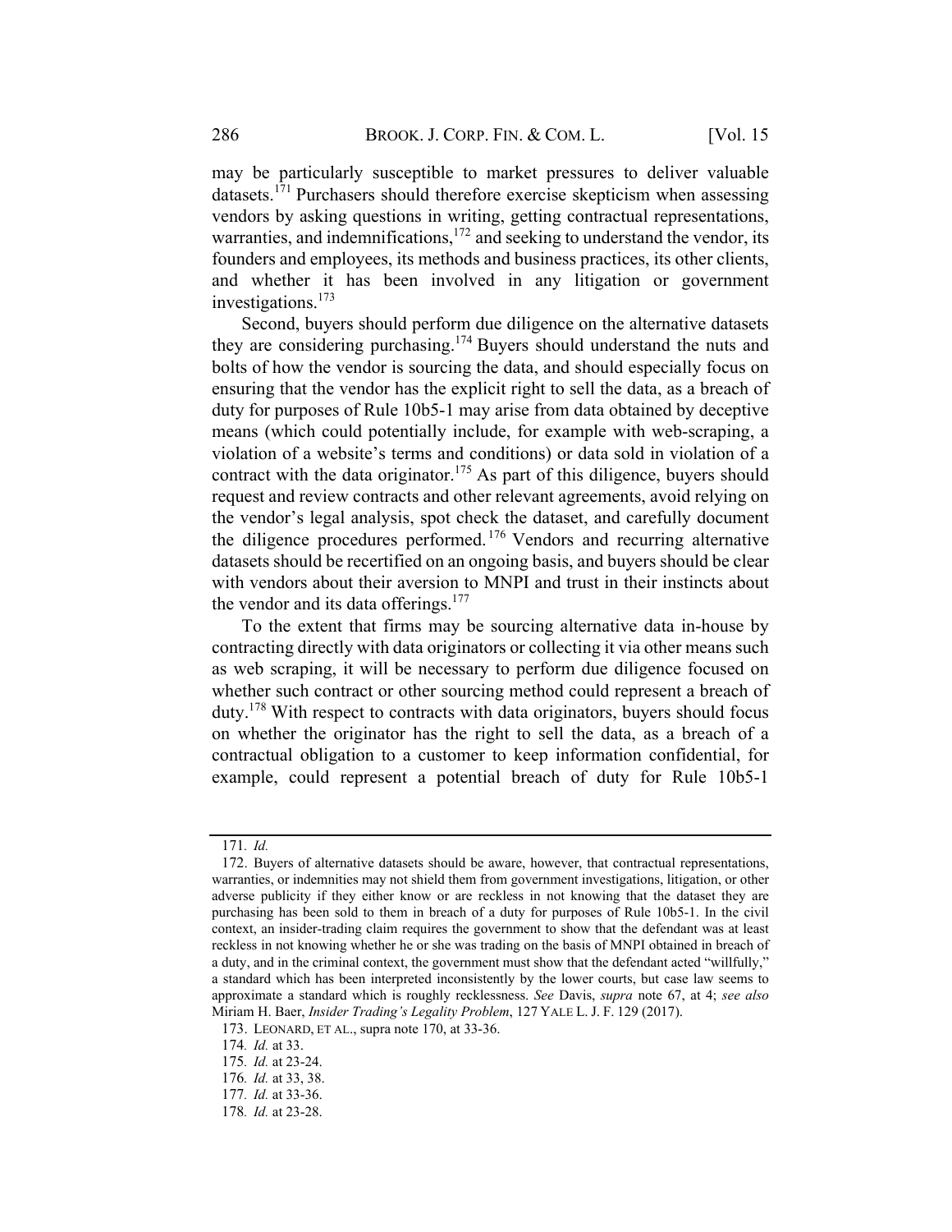may be particularly susceptible to market pressures to deliver valuable datasets.[171] Purchasers should therefore exercise skepticism when assessing vendors by asking questions in writing, getting contractual representations, warranties, and indemnifications,[172] and seeking to understand the vendor, its founders and employees, its methods and business practices, its other clients, and whether it has been involved in any litigation or government investigations.[173]

Second, buyers should perform due diligence on the alternative datasets they are considering purchasing.[174] Buyers should understand the nuts and bolts of how the vendor is sourcing the data, and should especially focus on ensuring that the vendor has the explicit right to sell the data, as a breach of duty for purposes of Rule 10b5-1 may arise from data obtained by deceptive means (which could potentially include, for example with web-scraping, a violation of a website's terms and conditions) or data sold in violation of a contract with the data originator.[175] As part of this diligence, buyers should request and review contracts and other relevant agreements, avoid relying on the vendor's legal analysis, spot check the dataset, and carefully document the diligence procedures performed.[176] Vendors and recurring alternative datasets should be recertified on an ongoing basis, and buyers should be clear with vendors about their aversion to MNPI and trust in their instincts about the vendor and its data offerings.[177]

To the extent that firms may be sourcing alternative data in-house by contracting directly with data originators or collecting it via other means such as web scraping, it will be necessary to perform due diligence focused on whether such contract or other sourcing method could represent a breach of duty.[178] With respect to contracts with data originators, buyers should focus on whether the originator has the right to sell the data, as a breach of a contractual obligation to a customer to keep information confidential, for example, could represent a potential breach of duty for Rule 10b5-1

---

171. *Id.*

172. Buyers of alternative datasets should be aware, however, that contractual representations, warranties, or indemnities may not shield them from government investigations, litigation, or other adverse publicity if they either know or are reckless in not knowing that the dataset they are purchasing has been sold to them in breach of a duty for purposes of Rule 10b5-1. In the civil context, an insider-trading claim requires the government to show that the defendant was at least reckless in not knowing whether he or she was trading on the basis of MNPI obtained in breach of a duty, and in the criminal context, the government must show that the defendant acted "willfully," a standard which has been interpreted inconsistently by the lower courts, but case law seems to approximate a standard which is roughly recklessness. *See* Davis, *supra* note 67, at 4; *see also* Miriam H. Baer, *Insider Trading's Legality Problem*, 127 YALE L. J. F. 129 (2017).

173. LEONARD, ET AL., supra note 170, at 33-36.

174. *Id.* at 33.

175. *Id.* at 23-24.

176. *Id.* at 33, 38.

177. *Id.* at 33-36.

178. *Id.* at 23-28.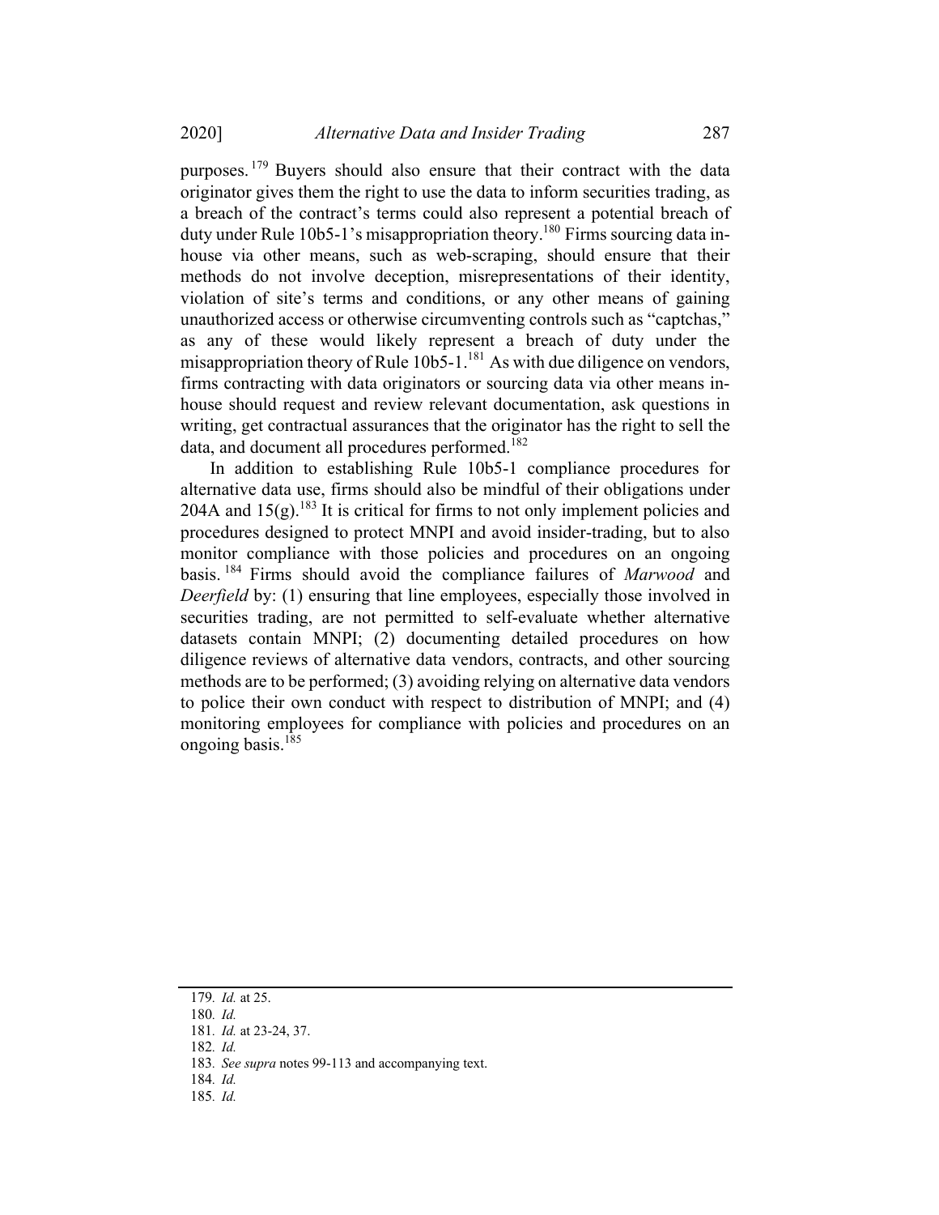purposes.[179] Buyers should also ensure that their contract with the data originator gives them the right to use the data to inform securities trading, as a breach of the contract's terms could also represent a potential breach of duty under Rule 10b5-1's misappropriation theory.[180] Firms sourcing data in-house via other means, such as web-scraping, should ensure that their methods do not involve deception, misrepresentations of their identity, violation of site's terms and conditions, or any other means of gaining unauthorized access or otherwise circumventing controls such as "captchas," as any of these would likely represent a breach of duty under the misappropriation theory of Rule 10b5-1.[181] As with due diligence on vendors, firms contracting with data originators or sourcing data via other means in-house should request and review relevant documentation, ask questions in writing, get contractual assurances that the originator has the right to sell the data, and document all procedures performed.[182]

In addition to establishing Rule 10b5-1 compliance procedures for alternative data use, firms should also be mindful of their obligations under 204A and 15(g).[183] It is critical for firms to not only implement policies and procedures designed to protect MNPI and avoid insider-trading, but to also monitor compliance with those policies and procedures on an ongoing basis.[184] Firms should avoid the compliance failures of *Marwood* and *Deerfield* by: (1) ensuring that line employees, especially those involved in securities trading, are not permitted to self-evaluate whether alternative datasets contain MNPI; (2) documenting detailed procedures on how diligence reviews of alternative data vendors, contracts, and other sourcing methods are to be performed; (3) avoiding relying on alternative data vendors to police their own conduct with respect to distribution of MNPI; and (4) monitoring employees for compliance with policies and procedures on an ongoing basis.[185]

---

179. *Id.* at 25.
180. *Id.*
181. *Id.* at 23-24, 37.
182. *Id.*
183. *See supra* notes 99-113 and accompanying text.
184. *Id.*
185. *Id.*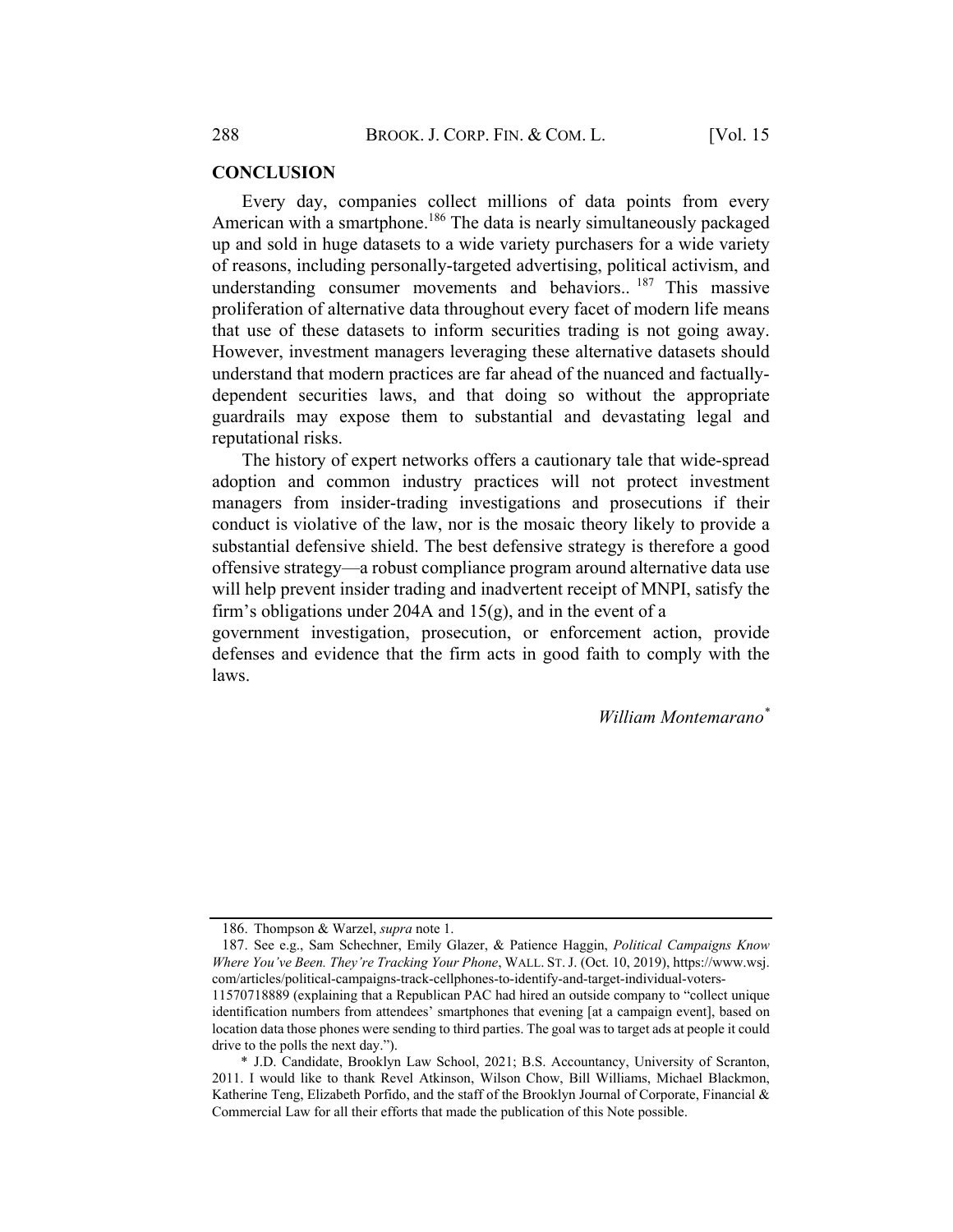## CONCLUSION

Every day, companies collect millions of data points from every American with a smartphone.[186] The data is nearly simultaneously packaged up and sold in huge datasets to a wide variety purchasers for a wide variety of reasons, including personally-targeted advertising, political activism, and understanding consumer movements and behaviors.. [187] This massive proliferation of alternative data throughout every facet of modern life means that use of these datasets to inform securities trading is not going away. However, investment managers leveraging these alternative datasets should understand that modern practices are far ahead of the nuanced and factually-dependent securities laws, and that doing so without the appropriate guardrails may expose them to substantial and devastating legal and reputational risks.

The history of expert networks offers a cautionary tale that wide-spread adoption and common industry practices will not protect investment managers from insider-trading investigations and prosecutions if their conduct is violative of the law, nor is the mosaic theory likely to provide a substantial defensive shield. The best defensive strategy is therefore a good offensive strategy—a robust compliance program around alternative data use will help prevent insider trading and inadvertent receipt of MNPI, satisfy the firm's obligations under 204A and 15(g), and in the event of a government investigation, prosecution, or enforcement action, provide defenses and evidence that the firm acts in good faith to comply with the laws.

*William Montemarano*[*]

---

186. Thompson & Warzel, *supra* note 1.

187. See e.g., Sam Schechner, Emily Glazer, & Patience Haggin, *Political Campaigns Know Where You've Been. They're Tracking Your Phone*, WALL. ST. J. (Oct. 10, 2019), https://www.wsj.com/articles/political-campaigns-track-cellphones-to-identify-and-target-individual-voters-11570718889 (explaining that a Republican PAC had hired an outside company to "collect unique identification numbers from attendees' smartphones that evening [at a campaign event], based on location data those phones were sending to third parties. The goal was to target ads at people it could drive to the polls the next day.").

\* J.D. Candidate, Brooklyn Law School, 2021; B.S. Accountancy, University of Scranton, 2011. I would like to thank Revel Atkinson, Wilson Chow, Bill Williams, Michael Blackmon, Katherine Teng, Elizabeth Porfido, and the staff of the Brooklyn Journal of Corporate, Financial & Commercial Law for all their efforts that made the publication of this Note possible.